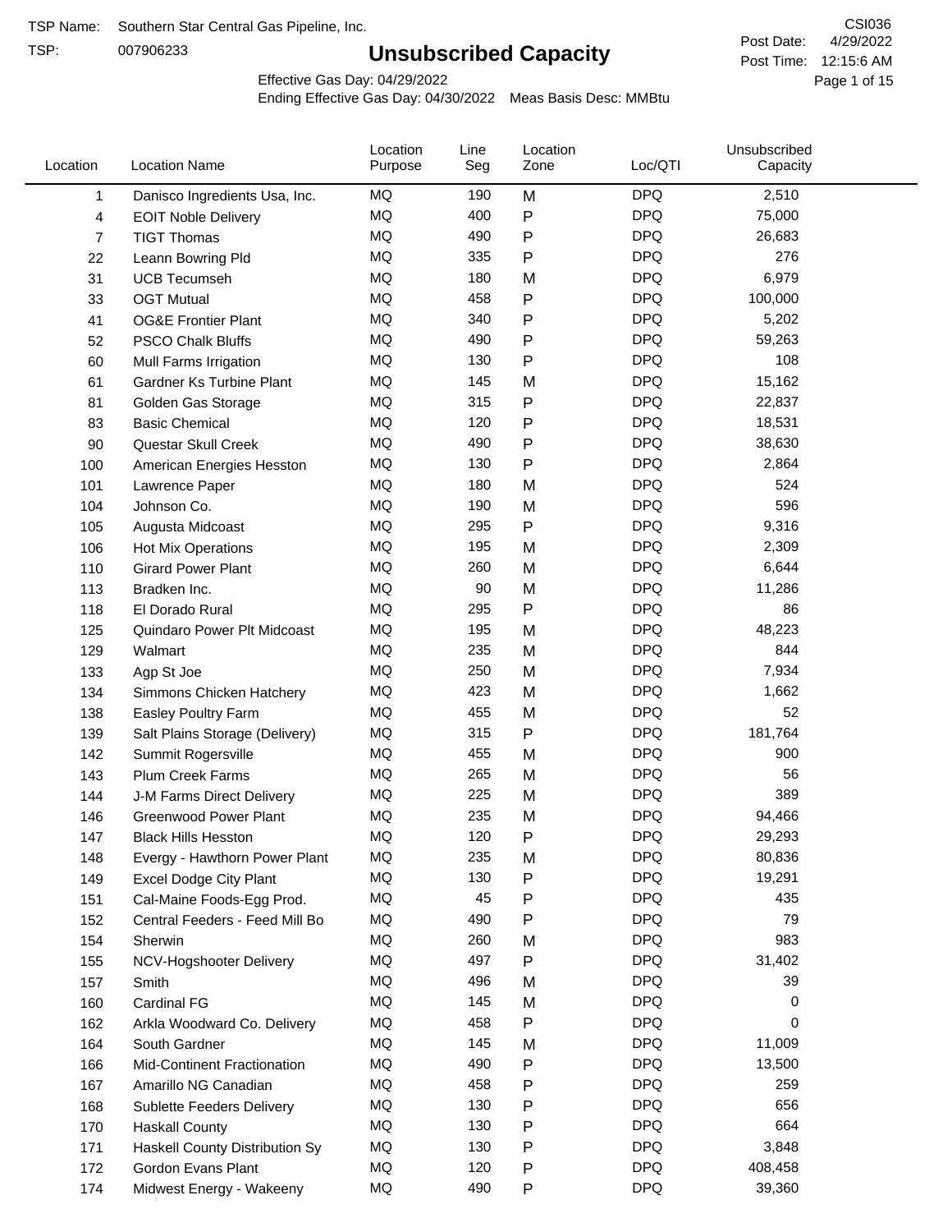TSP Name: Southern Star Central Gas Pipeline, Inc.

TSP: 007906233

CSI036

# Unsubscribed Capacity

Post Date: 4/29/2022
Post Time: 12:15:6 AM

Effective Gas Day: 04/29/2022
Ending Effective Gas Day: 04/30/2022 Meas Basis Desc: MMBtu

| Location | Location Name | Location Purpose | Line Seg | Location Zone | Loc/QTI | Unsubscribed Capacity |
|---|---|---|---|---|---|---|
| 1 | Danisco Ingredients Usa, Inc. | MQ | 190 | M | DPQ | 2,510 |
| 4 | EOIT Noble Delivery | MQ | 400 | P | DPQ | 75,000 |
| 7 | TIGT Thomas | MQ | 490 | P | DPQ | 26,683 |
| 22 | Leann Bowring Pld | MQ | 335 | P | DPQ | 276 |
| 31 | UCB Tecumseh | MQ | 180 | M | DPQ | 6,979 |
| 33 | OGT Mutual | MQ | 458 | P | DPQ | 100,000 |
| 41 | OG&E Frontier Plant | MQ | 340 | P | DPQ | 5,202 |
| 52 | PSCO Chalk Bluffs | MQ | 490 | P | DPQ | 59,263 |
| 60 | Mull Farms Irrigation | MQ | 130 | P | DPQ | 108 |
| 61 | Gardner Ks Turbine Plant | MQ | 145 | M | DPQ | 15,162 |
| 81 | Golden Gas Storage | MQ | 315 | P | DPQ | 22,837 |
| 83 | Basic Chemical | MQ | 120 | P | DPQ | 18,531 |
| 90 | Questar Skull Creek | MQ | 490 | P | DPQ | 38,630 |
| 100 | American Energies Hesston | MQ | 130 | P | DPQ | 2,864 |
| 101 | Lawrence Paper | MQ | 180 | M | DPQ | 524 |
| 104 | Johnson Co. | MQ | 190 | M | DPQ | 596 |
| 105 | Augusta Midcoast | MQ | 295 | P | DPQ | 9,316 |
| 106 | Hot Mix Operations | MQ | 195 | M | DPQ | 2,309 |
| 110 | Girard Power Plant | MQ | 260 | M | DPQ | 6,644 |
| 113 | Bradken Inc. | MQ | 90 | M | DPQ | 11,286 |
| 118 | El Dorado Rural | MQ | 295 | P | DPQ | 86 |
| 125 | Quindaro Power Plt Midcoast | MQ | 195 | M | DPQ | 48,223 |
| 129 | Walmart | MQ | 235 | M | DPQ | 844 |
| 133 | Agp St Joe | MQ | 250 | M | DPQ | 7,934 |
| 134 | Simmons Chicken Hatchery | MQ | 423 | M | DPQ | 1,662 |
| 138 | Easley Poultry Farm | MQ | 455 | M | DPQ | 52 |
| 139 | Salt Plains Storage (Delivery) | MQ | 315 | P | DPQ | 181,764 |
| 142 | Summit Rogersville | MQ | 455 | M | DPQ | 900 |
| 143 | Plum Creek Farms | MQ | 265 | M | DPQ | 56 |
| 144 | J-M Farms Direct Delivery | MQ | 225 | M | DPQ | 389 |
| 146 | Greenwood Power Plant | MQ | 235 | M | DPQ | 94,466 |
| 147 | Black Hills Hesston | MQ | 120 | P | DPQ | 29,293 |
| 148 | Evergy - Hawthorn Power Plant | MQ | 235 | M | DPQ | 80,836 |
| 149 | Excel Dodge City Plant | MQ | 130 | P | DPQ | 19,291 |
| 151 | Cal-Maine Foods-Egg Prod. | MQ | 45 | P | DPQ | 435 |
| 152 | Central Feeders - Feed Mill Bo | MQ | 490 | P | DPQ | 79 |
| 154 | Sherwin | MQ | 260 | M | DPQ | 983 |
| 155 | NCV-Hogshooter Delivery | MQ | 497 | P | DPQ | 31,402 |
| 157 | Smith | MQ | 496 | M | DPQ | 39 |
| 160 | Cardinal FG | MQ | 145 | M | DPQ | 0 |
| 162 | Arkla Woodward Co. Delivery | MQ | 458 | P | DPQ | 0 |
| 164 | South Gardner | MQ | 145 | M | DPQ | 11,009 |
| 166 | Mid-Continent Fractionation | MQ | 490 | P | DPQ | 13,500 |
| 167 | Amarillo NG Canadian | MQ | 458 | P | DPQ | 259 |
| 168 | Sublette Feeders Delivery | MQ | 130 | P | DPQ | 656 |
| 170 | Haskall County | MQ | 130 | P | DPQ | 664 |
| 171 | Haskall County Distribution Sy | MQ | 130 | P | DPQ | 3,848 |
| 172 | Gordon Evans Plant | MQ | 120 | P | DPQ | 408,458 |
| 174 | Midwest Energy - Wakeeny | MQ | 490 | P | DPQ | 39,360 |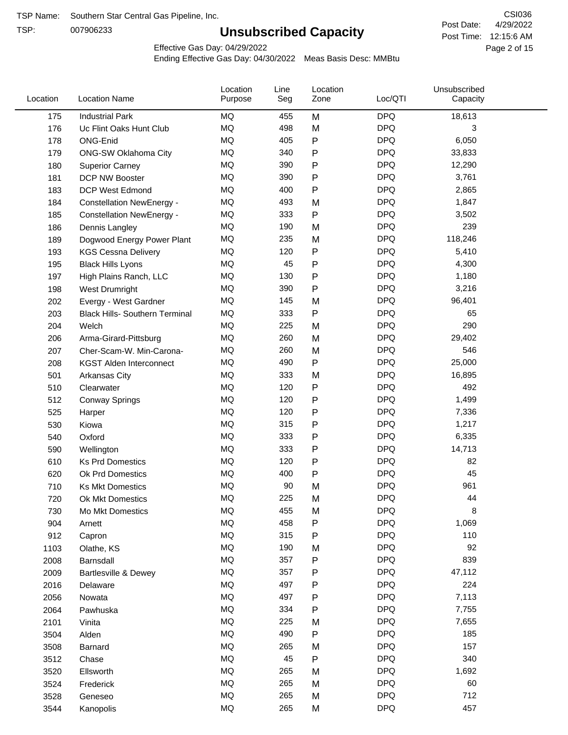TSP Name: Southern Star Central Gas Pipeline, Inc.

TSP: 007906233

# Unsubscribed Capacity

CSI036

Post Date: 4/29/2022

Post Time: 12:15:6 AM

Effective Gas Day: 04/29/2022

Ending Effective Gas Day: 04/30/2022 Meas Basis Desc: MMBtu

| Location | Location Name | Location Purpose | Line Seg | Location Zone | Loc/QTI | Unsubscribed Capacity |
|---|---|---|---|---|---|---|
| 175 | Industrial Park | MQ | 455 | M | DPQ | 18,613 |
| 176 | Uc Flint Oaks Hunt Club | MQ | 498 | M | DPQ | 3 |
| 178 | ONG-Enid | MQ | 405 | P | DPQ | 6,050 |
| 179 | ONG-SW Oklahoma City | MQ | 340 | P | DPQ | 33,833 |
| 180 | Superior Carney | MQ | 390 | P | DPQ | 12,290 |
| 181 | DCP NW Booster | MQ | 390 | P | DPQ | 3,761 |
| 183 | DCP West Edmond | MQ | 400 | P | DPQ | 2,865 |
| 184 | Constellation NewEnergy - | MQ | 493 | M | DPQ | 1,847 |
| 185 | Constellation NewEnergy - | MQ | 333 | P | DPQ | 3,502 |
| 186 | Dennis Langley | MQ | 190 | M | DPQ | 239 |
| 189 | Dogwood Energy Power Plant | MQ | 235 | M | DPQ | 118,246 |
| 193 | KGS Cessna Delivery | MQ | 120 | P | DPQ | 5,410 |
| 195 | Black Hills Lyons | MQ | 45 | P | DPQ | 4,300 |
| 197 | High Plains Ranch, LLC | MQ | 130 | P | DPQ | 1,180 |
| 198 | West Drumright | MQ | 390 | P | DPQ | 3,216 |
| 202 | Evergy - West Gardner | MQ | 145 | M | DPQ | 96,401 |
| 203 | Black Hills- Southern Terminal | MQ | 333 | P | DPQ | 65 |
| 204 | Welch | MQ | 225 | M | DPQ | 290 |
| 206 | Arma-Girard-Pittsburg | MQ | 260 | M | DPQ | 29,402 |
| 207 | Cher-Scam-W. Min-Carona- | MQ | 260 | M | DPQ | 546 |
| 208 | KGST Alden Interconnect | MQ | 490 | P | DPQ | 25,000 |
| 501 | Arkansas City | MQ | 333 | M | DPQ | 16,895 |
| 510 | Clearwater | MQ | 120 | P | DPQ | 492 |
| 512 | Conway Springs | MQ | 120 | P | DPQ | 1,499 |
| 525 | Harper | MQ | 120 | P | DPQ | 7,336 |
| 530 | Kiowa | MQ | 315 | P | DPQ | 1,217 |
| 540 | Oxford | MQ | 333 | P | DPQ | 6,335 |
| 590 | Wellington | MQ | 333 | P | DPQ | 14,713 |
| 610 | Ks Prd Domestics | MQ | 120 | P | DPQ | 82 |
| 620 | Ok Prd Domestics | MQ | 400 | P | DPQ | 45 |
| 710 | Ks Mkt Domestics | MQ | 90 | M | DPQ | 961 |
| 720 | Ok Mkt Domestics | MQ | 225 | M | DPQ | 44 |
| 730 | Mo Mkt Domestics | MQ | 455 | M | DPQ | 8 |
| 904 | Arnett | MQ | 458 | P | DPQ | 1,069 |
| 912 | Capron | MQ | 315 | P | DPQ | 110 |
| 1103 | Olathe, KS | MQ | 190 | M | DPQ | 92 |
| 2008 | Barnsdall | MQ | 357 | P | DPQ | 839 |
| 2009 | Bartlesville & Dewey | MQ | 357 | P | DPQ | 47,112 |
| 2016 | Delaware | MQ | 497 | P | DPQ | 224 |
| 2056 | Nowata | MQ | 497 | P | DPQ | 7,113 |
| 2064 | Pawhuska | MQ | 334 | P | DPQ | 7,755 |
| 2101 | Vinita | MQ | 225 | M | DPQ | 7,655 |
| 3504 | Alden | MQ | 490 | P | DPQ | 185 |
| 3508 | Barnard | MQ | 265 | M | DPQ | 157 |
| 3512 | Chase | MQ | 45 | P | DPQ | 340 |
| 3520 | Ellsworth | MQ | 265 | M | DPQ | 1,692 |
| 3524 | Frederick | MQ | 265 | M | DPQ | 60 |
| 3528 | Geneseo | MQ | 265 | M | DPQ | 712 |
| 3544 | Kanopolis | MQ | 265 | M | DPQ | 457 |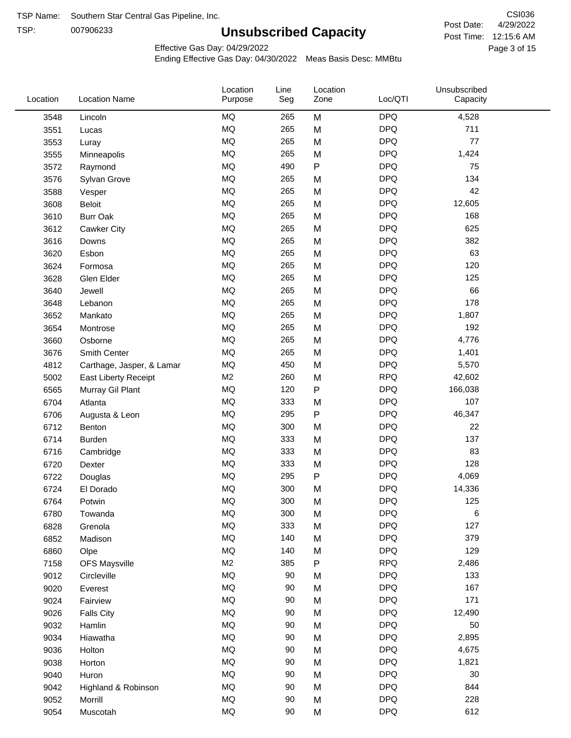TSP Name: Southern Star Central Gas Pipeline, Inc.

TSP: 007906233

# Unsubscribed Capacity

CSI036

Post Date: 4/29/2022

Post Time: 12:15:6 AM

Effective Gas Day: 04/29/2022

Ending Effective Gas Day: 04/30/2022 Meas Basis Desc: MMBtu

| Location | Location Name | Location Purpose | Line Seg | Location Zone | Loc/QTI | Unsubscribed Capacity |
|---|---|---|---|---|---|---|
| 3548 | Lincoln | MQ | 265 | M | DPQ | 4,528 |
| 3551 | Lucas | MQ | 265 | M | DPQ | 711 |
| 3553 | Luray | MQ | 265 | M | DPQ | 77 |
| 3555 | Minneapolis | MQ | 265 | M | DPQ | 1,424 |
| 3572 | Raymond | MQ | 490 | P | DPQ | 75 |
| 3576 | Sylvan Grove | MQ | 265 | M | DPQ | 134 |
| 3588 | Vesper | MQ | 265 | M | DPQ | 42 |
| 3608 | Beloit | MQ | 265 | M | DPQ | 12,605 |
| 3610 | Burr Oak | MQ | 265 | M | DPQ | 168 |
| 3612 | Cawker City | MQ | 265 | M | DPQ | 625 |
| 3616 | Downs | MQ | 265 | M | DPQ | 382 |
| 3620 | Esbon | MQ | 265 | M | DPQ | 63 |
| 3624 | Formosa | MQ | 265 | M | DPQ | 120 |
| 3628 | Glen Elder | MQ | 265 | M | DPQ | 125 |
| 3640 | Jewell | MQ | 265 | M | DPQ | 66 |
| 3648 | Lebanon | MQ | 265 | M | DPQ | 178 |
| 3652 | Mankato | MQ | 265 | M | DPQ | 1,807 |
| 3654 | Montrose | MQ | 265 | M | DPQ | 192 |
| 3660 | Osborne | MQ | 265 | M | DPQ | 4,776 |
| 3676 | Smith Center | MQ | 265 | M | DPQ | 1,401 |
| 4812 | Carthage, Jasper, & Lamar | MQ | 450 | M | DPQ | 5,570 |
| 5002 | East Liberty Receipt | M2 | 260 | M | RPQ | 42,602 |
| 6565 | Murray Gil Plant | MQ | 120 | P | DPQ | 166,038 |
| 6704 | Atlanta | MQ | 333 | M | DPQ | 107 |
| 6706 | Augusta & Leon | MQ | 295 | P | DPQ | 46,347 |
| 6712 | Benton | MQ | 300 | M | DPQ | 22 |
| 6714 | Burden | MQ | 333 | M | DPQ | 137 |
| 6716 | Cambridge | MQ | 333 | M | DPQ | 83 |
| 6720 | Dexter | MQ | 333 | M | DPQ | 128 |
| 6722 | Douglas | MQ | 295 | P | DPQ | 4,069 |
| 6724 | El Dorado | MQ | 300 | M | DPQ | 14,336 |
| 6764 | Potwin | MQ | 300 | M | DPQ | 125 |
| 6780 | Towanda | MQ | 300 | M | DPQ | 6 |
| 6828 | Grenola | MQ | 333 | M | DPQ | 127 |
| 6852 | Madison | MQ | 140 | M | DPQ | 379 |
| 6860 | Olpe | MQ | 140 | M | DPQ | 129 |
| 7158 | OFS Maysville | M2 | 385 | P | RPQ | 2,486 |
| 9012 | Circleville | MQ | 90 | M | DPQ | 133 |
| 9020 | Everest | MQ | 90 | M | DPQ | 167 |
| 9024 | Fairview | MQ | 90 | M | DPQ | 171 |
| 9026 | Falls City | MQ | 90 | M | DPQ | 12,490 |
| 9032 | Hamlin | MQ | 90 | M | DPQ | 50 |
| 9034 | Hiawatha | MQ | 90 | M | DPQ | 2,895 |
| 9036 | Holton | MQ | 90 | M | DPQ | 4,675 |
| 9038 | Horton | MQ | 90 | M | DPQ | 1,821 |
| 9040 | Huron | MQ | 90 | M | DPQ | 30 |
| 9042 | Highland & Robinson | MQ | 90 | M | DPQ | 844 |
| 9052 | Morrill | MQ | 90 | M | DPQ | 228 |
| 9054 | Muscotah | MQ | 90 | M | DPQ | 612 |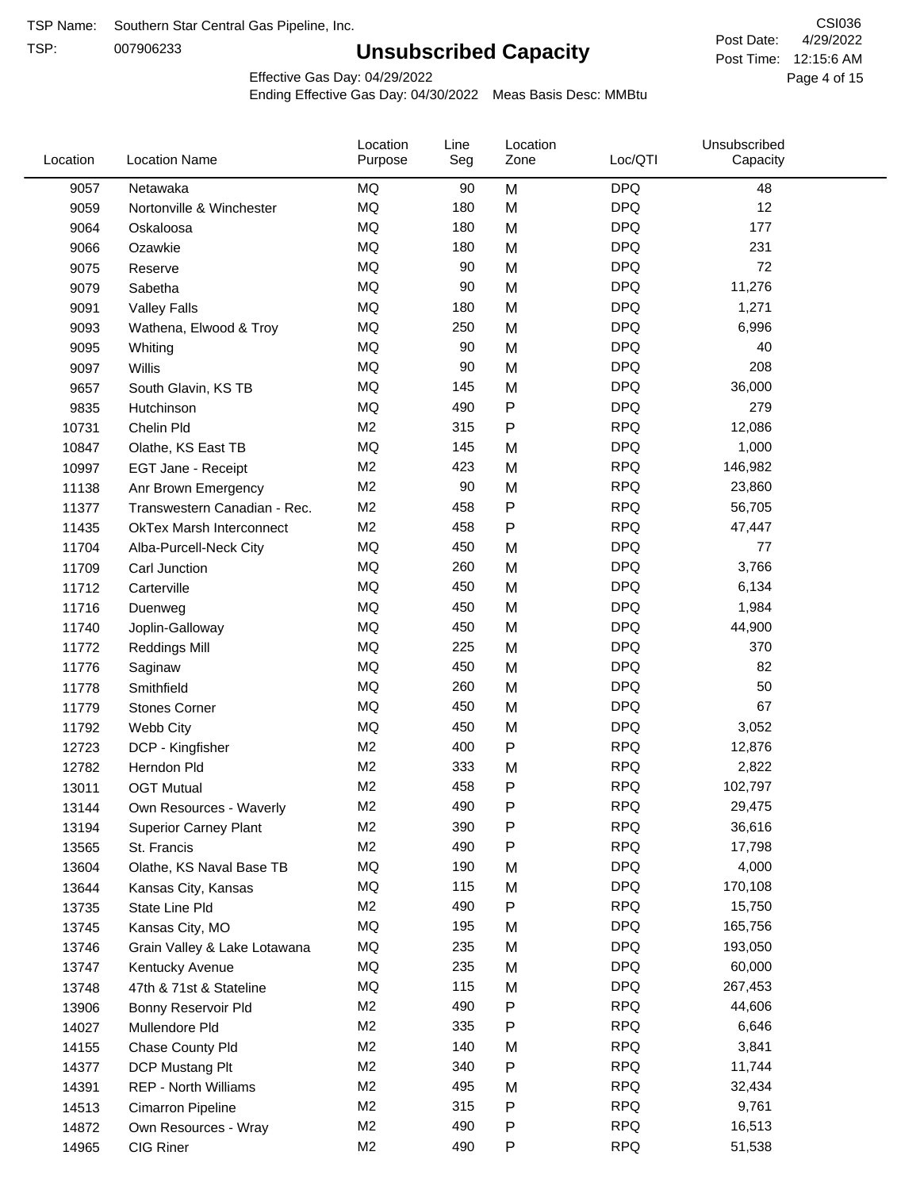TSP Name: Southern Star Central Gas Pipeline, Inc.

TSP: 007906233

# Unsubscribed Capacity

CSI036

Post Date: 4/29/2022

Post Time: 12:15:6 AM

Effective Gas Day: 04/29/2022

Ending Effective Gas Day: 04/30/2022 Meas Basis Desc: MMBtu

| Location | Location Name | Location Purpose | Line Seg | Location Zone | Loc/QTI | Unsubscribed Capacity |
|---|---|---|---|---|---|---|
| 9057 | Netawaka | MQ | 90 | M | DPQ | 48 |
| 9059 | Nortonville & Winchester | MQ | 180 | M | DPQ | 12 |
| 9064 | Oskaloosa | MQ | 180 | M | DPQ | 177 |
| 9066 | Ozawkie | MQ | 180 | M | DPQ | 231 |
| 9075 | Reserve | MQ | 90 | M | DPQ | 72 |
| 9079 | Sabetha | MQ | 90 | M | DPQ | 11,276 |
| 9091 | Valley Falls | MQ | 180 | M | DPQ | 1,271 |
| 9093 | Wathena, Elwood & Troy | MQ | 250 | M | DPQ | 6,996 |
| 9095 | Whiting | MQ | 90 | M | DPQ | 40 |
| 9097 | Willis | MQ | 90 | M | DPQ | 208 |
| 9657 | South Glavin, KS TB | MQ | 145 | M | DPQ | 36,000 |
| 9835 | Hutchinson | MQ | 490 | P | DPQ | 279 |
| 10731 | Chelin Pld | M2 | 315 | P | RPQ | 12,086 |
| 10847 | Olathe, KS East TB | MQ | 145 | M | DPQ | 1,000 |
| 10997 | EGT Jane - Receipt | M2 | 423 | M | RPQ | 146,982 |
| 11138 | Anr Brown Emergency | M2 | 90 | M | RPQ | 23,860 |
| 11377 | Transwestern Canadian - Rec. | M2 | 458 | P | RPQ | 56,705 |
| 11435 | OkTex Marsh Interconnect | M2 | 458 | P | RPQ | 47,447 |
| 11704 | Alba-Purcell-Neck City | MQ | 450 | M | DPQ | 77 |
| 11709 | Carl Junction | MQ | 260 | M | DPQ | 3,766 |
| 11712 | Carterville | MQ | 450 | M | DPQ | 6,134 |
| 11716 | Duenweg | MQ | 450 | M | DPQ | 1,984 |
| 11740 | Joplin-Galloway | MQ | 450 | M | DPQ | 44,900 |
| 11772 | Reddings Mill | MQ | 225 | M | DPQ | 370 |
| 11776 | Saginaw | MQ | 450 | M | DPQ | 82 |
| 11778 | Smithfield | MQ | 260 | M | DPQ | 50 |
| 11779 | Stones Corner | MQ | 450 | M | DPQ | 67 |
| 11792 | Webb City | MQ | 450 | M | DPQ | 3,052 |
| 12723 | DCP - Kingfisher | M2 | 400 | P | RPQ | 12,876 |
| 12782 | Herndon Pld | M2 | 333 | M | RPQ | 2,822 |
| 13011 | OGT Mutual | M2 | 458 | P | RPQ | 102,797 |
| 13144 | Own Resources - Waverly | M2 | 490 | P | RPQ | 29,475 |
| 13194 | Superior Carney Plant | M2 | 390 | P | RPQ | 36,616 |
| 13565 | St. Francis | M2 | 490 | P | RPQ | 17,798 |
| 13604 | Olathe, KS Naval Base TB | MQ | 190 | M | DPQ | 4,000 |
| 13644 | Kansas City, Kansas | MQ | 115 | M | DPQ | 170,108 |
| 13735 | State Line Pld | M2 | 490 | P | RPQ | 15,750 |
| 13745 | Kansas City, MO | MQ | 195 | M | DPQ | 165,756 |
| 13746 | Grain Valley & Lake Lotawana | MQ | 235 | M | DPQ | 193,050 |
| 13747 | Kentucky Avenue | MQ | 235 | M | DPQ | 60,000 |
| 13748 | 47th & 71st & Stateline | MQ | 115 | M | DPQ | 267,453 |
| 13906 | Bonny Reservoir Pld | M2 | 490 | P | RPQ | 44,606 |
| 14027 | Mullendore Pld | M2 | 335 | P | RPQ | 6,646 |
| 14155 | Chase County Pld | M2 | 140 | M | RPQ | 3,841 |
| 14377 | DCP Mustang Plt | M2 | 340 | P | RPQ | 11,744 |
| 14391 | REP - North Williams | M2 | 495 | M | RPQ | 32,434 |
| 14513 | Cimarron Pipeline | M2 | 315 | P | RPQ | 9,761 |
| 14872 | Own Resources - Wray | M2 | 490 | P | RPQ | 16,513 |
| 14965 | CIG Riner | M2 | 490 | P | RPQ | 51,538 |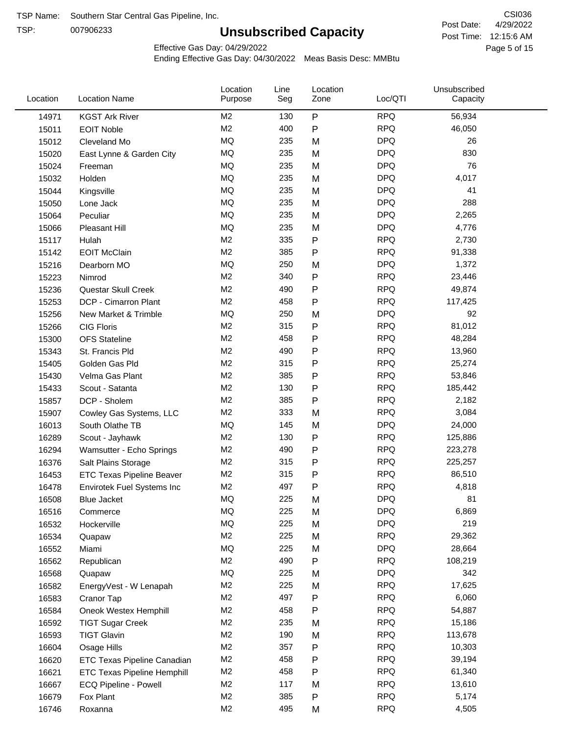TSP Name: Southern Star Central Gas Pipeline, Inc.

TSP: 007906233

# Unsubscribed Capacity

CSI036

Post Date: 4/29/2022

Post Time: 12:15:6 AM

Effective Gas Day: 04/29/2022

Ending Effective Gas Day: 04/30/2022 Meas Basis Desc: MMBtu

| Location | Location Name | Location Purpose | Line Seg | Location Zone | Loc/QTI | Unsubscribed Capacity |
|---|---|---|---|---|---|---|
| 14971 | KGST Ark River | M2 | 130 | P | RPQ | 56,934 |
| 15011 | EOIT Noble | M2 | 400 | P | RPQ | 46,050 |
| 15012 | Cleveland Mo | MQ | 235 | M | DPQ | 26 |
| 15020 | East Lynne & Garden City | MQ | 235 | M | DPQ | 830 |
| 15024 | Freeman | MQ | 235 | M | DPQ | 76 |
| 15032 | Holden | MQ | 235 | M | DPQ | 4,017 |
| 15044 | Kingsville | MQ | 235 | M | DPQ | 41 |
| 15050 | Lone Jack | MQ | 235 | M | DPQ | 288 |
| 15064 | Peculiar | MQ | 235 | M | DPQ | 2,265 |
| 15066 | Pleasant Hill | MQ | 235 | M | DPQ | 4,776 |
| 15117 | Hulah | M2 | 335 | P | RPQ | 2,730 |
| 15142 | EOIT McClain | M2 | 385 | P | RPQ | 91,338 |
| 15216 | Dearborn MO | MQ | 250 | M | DPQ | 1,372 |
| 15223 | Nimrod | M2 | 340 | P | RPQ | 23,446 |
| 15236 | Questar Skull Creek | M2 | 490 | P | RPQ | 49,874 |
| 15253 | DCP - Cimarron Plant | M2 | 458 | P | RPQ | 117,425 |
| 15256 | New Market & Trimble | MQ | 250 | M | DPQ | 92 |
| 15266 | CIG Floris | M2 | 315 | P | RPQ | 81,012 |
| 15300 | OFS Stateline | M2 | 458 | P | RPQ | 48,284 |
| 15343 | St. Francis Pld | M2 | 490 | P | RPQ | 13,960 |
| 15405 | Golden Gas Pld | M2 | 315 | P | RPQ | 25,274 |
| 15430 | Velma Gas Plant | M2 | 385 | P | RPQ | 53,846 |
| 15433 | Scout - Satanta | M2 | 130 | P | RPQ | 185,442 |
| 15857 | DCP - Sholem | M2 | 385 | P | RPQ | 2,182 |
| 15907 | Cowley Gas Systems, LLC | M2 | 333 | M | RPQ | 3,084 |
| 16013 | South Olathe TB | MQ | 145 | M | DPQ | 24,000 |
| 16289 | Scout - Jayhawk | M2 | 130 | P | RPQ | 125,886 |
| 16294 | Wamsutter - Echo Springs | M2 | 490 | P | RPQ | 223,278 |
| 16376 | Salt Plains Storage | M2 | 315 | P | RPQ | 225,257 |
| 16453 | ETC Texas Pipeline Beaver | M2 | 315 | P | RPQ | 86,510 |
| 16478 | Envirotek Fuel Systems Inc | M2 | 497 | P | RPQ | 4,818 |
| 16508 | Blue Jacket | MQ | 225 | M | DPQ | 81 |
| 16516 | Commerce | MQ | 225 | M | DPQ | 6,869 |
| 16532 | Hockerville | MQ | 225 | M | DPQ | 219 |
| 16534 | Quapaw | M2 | 225 | M | RPQ | 29,362 |
| 16552 | Miami | MQ | 225 | M | DPQ | 28,664 |
| 16562 | Republican | M2 | 490 | P | RPQ | 108,219 |
| 16568 | Quapaw | MQ | 225 | M | DPQ | 342 |
| 16582 | EnergyVest - W Lenapah | M2 | 225 | M | RPQ | 17,625 |
| 16583 | Cranor Tap | M2 | 497 | P | RPQ | 6,060 |
| 16584 | Oneok Westex Hemphill | M2 | 458 | P | RPQ | 54,887 |
| 16592 | TIGT Sugar Creek | M2 | 235 | M | RPQ | 15,186 |
| 16593 | TIGT Glavin | M2 | 190 | M | RPQ | 113,678 |
| 16604 | Osage Hills | M2 | 357 | P | RPQ | 10,303 |
| 16620 | ETC Texas Pipeline Canadian | M2 | 458 | P | RPQ | 39,194 |
| 16621 | ETC Texas Pipeline Hemphill | M2 | 458 | P | RPQ | 61,340 |
| 16667 | ECQ Pipeline - Powell | M2 | 117 | M | RPQ | 13,610 |
| 16679 | Fox Plant | M2 | 385 | P | RPQ | 5,174 |
| 16746 | Roxanna | M2 | 495 | M | RPQ | 4,505 |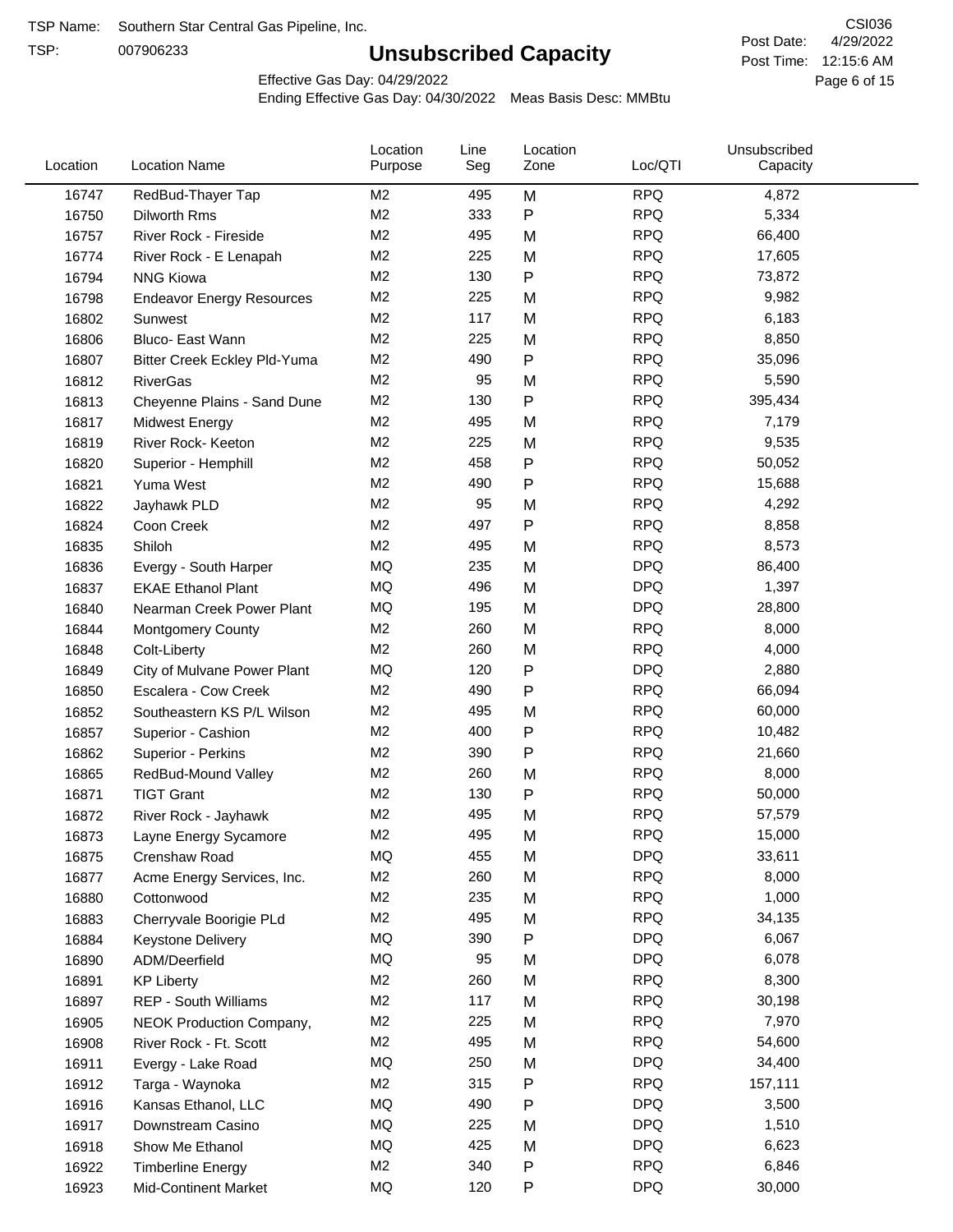TSP Name: Southern Star Central Gas Pipeline, Inc.

TSP: 007906233

# Unsubscribed Capacity

CSI036

Post Date: 4/29/2022

Post Time: 12:15:6 AM

Effective Gas Day: 04/29/2022

Ending Effective Gas Day: 04/30/2022 Meas Basis Desc: MMBtu

| Location | Location Name | Location Purpose | Line Seg | Location Zone | Loc/QTI | Unsubscribed Capacity |
|---|---|---|---|---|---|---|
| 16747 | RedBud-Thayer Tap | M2 | 495 | M | RPQ | 4,872 |
| 16750 | Dilworth Rms | M2 | 333 | P | RPQ | 5,334 |
| 16757 | River Rock - Fireside | M2 | 495 | M | RPQ | 66,400 |
| 16774 | River Rock - E Lenapah | M2 | 225 | M | RPQ | 17,605 |
| 16794 | NNG Kiowa | M2 | 130 | P | RPQ | 73,872 |
| 16798 | Endeavor Energy Resources | M2 | 225 | M | RPQ | 9,982 |
| 16802 | Sunwest | M2 | 117 | M | RPQ | 6,183 |
| 16806 | Bluco- East Wann | M2 | 225 | M | RPQ | 8,850 |
| 16807 | Bitter Creek Eckley Pld-Yuma | M2 | 490 | P | RPQ | 35,096 |
| 16812 | RiverGas | M2 | 95 | M | RPQ | 5,590 |
| 16813 | Cheyenne Plains - Sand Dune | M2 | 130 | P | RPQ | 395,434 |
| 16817 | Midwest Energy | M2 | 495 | M | RPQ | 7,179 |
| 16819 | River Rock- Keeton | M2 | 225 | M | RPQ | 9,535 |
| 16820 | Superior - Hemphill | M2 | 458 | P | RPQ | 50,052 |
| 16821 | Yuma West | M2 | 490 | P | RPQ | 15,688 |
| 16822 | Jayhawk PLD | M2 | 95 | M | RPQ | 4,292 |
| 16824 | Coon Creek | M2 | 497 | P | RPQ | 8,858 |
| 16835 | Shiloh | M2 | 495 | M | RPQ | 8,573 |
| 16836 | Evergy - South Harper | MQ | 235 | M | DPQ | 86,400 |
| 16837 | EKAE Ethanol Plant | MQ | 496 | M | DPQ | 1,397 |
| 16840 | Nearman Creek Power Plant | MQ | 195 | M | DPQ | 28,800 |
| 16844 | Montgomery County | M2 | 260 | M | RPQ | 8,000 |
| 16848 | Colt-Liberty | M2 | 260 | M | RPQ | 4,000 |
| 16849 | City of Mulvane Power Plant | MQ | 120 | P | DPQ | 2,880 |
| 16850 | Escalera - Cow Creek | M2 | 490 | P | RPQ | 66,094 |
| 16852 | Southeastern KS P/L Wilson | M2 | 495 | M | RPQ | 60,000 |
| 16857 | Superior - Cashion | M2 | 400 | P | RPQ | 10,482 |
| 16862 | Superior - Perkins | M2 | 390 | P | RPQ | 21,660 |
| 16865 | RedBud-Mound Valley | M2 | 260 | M | RPQ | 8,000 |
| 16871 | TIGT Grant | M2 | 130 | P | RPQ | 50,000 |
| 16872 | River Rock - Jayhawk | M2 | 495 | M | RPQ | 57,579 |
| 16873 | Layne Energy Sycamore | M2 | 495 | M | RPQ | 15,000 |
| 16875 | Crenshaw Road | MQ | 455 | M | DPQ | 33,611 |
| 16877 | Acme Energy Services, Inc. | M2 | 260 | M | RPQ | 8,000 |
| 16880 | Cottonwood | M2 | 235 | M | RPQ | 1,000 |
| 16883 | Cherryvale Boorigie PLd | M2 | 495 | M | RPQ | 34,135 |
| 16884 | Keystone Delivery | MQ | 390 | P | DPQ | 6,067 |
| 16890 | ADM/Deerfield | MQ | 95 | M | DPQ | 6,078 |
| 16891 | KP Liberty | M2 | 260 | M | RPQ | 8,300 |
| 16897 | REP - South Williams | M2 | 117 | M | RPQ | 30,198 |
| 16905 | NEOK Production Company, | M2 | 225 | M | RPQ | 7,970 |
| 16908 | River Rock - Ft. Scott | M2 | 495 | M | RPQ | 54,600 |
| 16911 | Evergy - Lake Road | MQ | 250 | M | DPQ | 34,400 |
| 16912 | Targa - Waynoka | M2 | 315 | P | RPQ | 157,111 |
| 16916 | Kansas Ethanol, LLC | MQ | 490 | P | DPQ | 3,500 |
| 16917 | Downstream Casino | MQ | 225 | M | DPQ | 1,510 |
| 16918 | Show Me Ethanol | MQ | 425 | M | DPQ | 6,623 |
| 16922 | Timberline Energy | M2 | 340 | P | RPQ | 6,846 |
| 16923 | Mid-Continent Market | MQ | 120 | P | DPQ | 30,000 |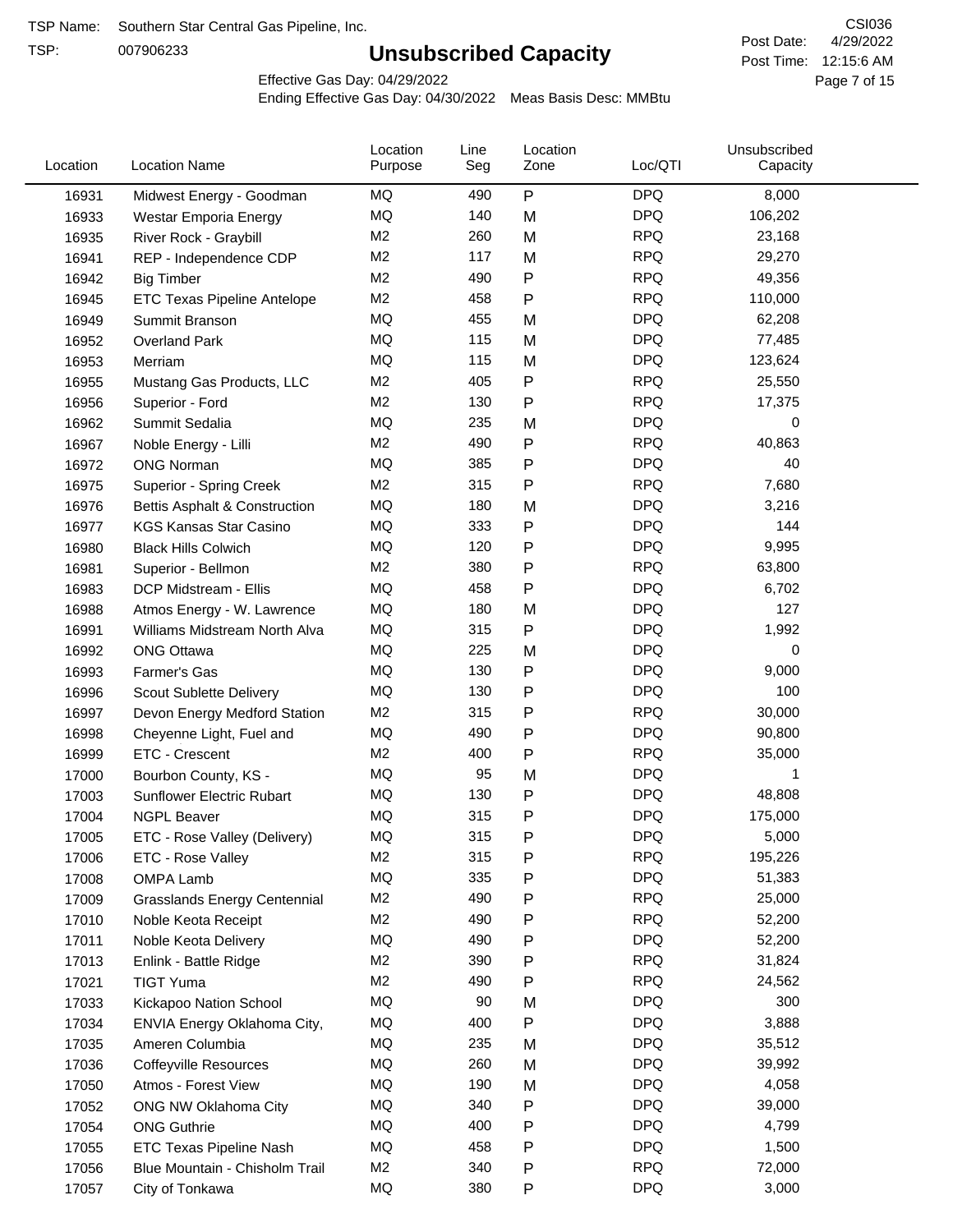TSP Name: Southern Star Central Gas Pipeline, Inc.

TSP: 007906233

# Unsubscribed Capacity

CSI036

Post Date: 4/29/2022

Post Time: 12:15:6 AM

Effective Gas Day: 04/29/2022

Ending Effective Gas Day: 04/30/2022 Meas Basis Desc: MMBtu

| Location | Location Name | Location Purpose | Line Seg | Location Zone | Loc/QTI | Unsubscribed Capacity |
|---|---|---|---|---|---|---|
| 16931 | Midwest Energy - Goodman | MQ | 490 | P | DPQ | 8,000 |
| 16933 | Westar Emporia Energy | MQ | 140 | M | DPQ | 106,202 |
| 16935 | River Rock - Graybill | M2 | 260 | M | RPQ | 23,168 |
| 16941 | REP - Independence CDP | M2 | 117 | M | RPQ | 29,270 |
| 16942 | Big Timber | M2 | 490 | P | RPQ | 49,356 |
| 16945 | ETC Texas Pipeline Antelope | M2 | 458 | P | RPQ | 110,000 |
| 16949 | Summit Branson | MQ | 455 | M | DPQ | 62,208 |
| 16952 | Overland Park | MQ | 115 | M | DPQ | 77,485 |
| 16953 | Merriam | MQ | 115 | M | DPQ | 123,624 |
| 16955 | Mustang Gas Products, LLC | M2 | 405 | P | RPQ | 25,550 |
| 16956 | Superior - Ford | M2 | 130 | P | RPQ | 17,375 |
| 16962 | Summit Sedalia | MQ | 235 | M | DPQ | 0 |
| 16967 | Noble Energy - Lilli | M2 | 490 | P | RPQ | 40,863 |
| 16972 | ONG Norman | MQ | 385 | P | DPQ | 40 |
| 16975 | Superior - Spring Creek | M2 | 315 | P | RPQ | 7,680 |
| 16976 | Bettis Asphalt & Construction | MQ | 180 | M | DPQ | 3,216 |
| 16977 | KGS Kansas Star Casino | MQ | 333 | P | DPQ | 144 |
| 16980 | Black Hills Colwich | MQ | 120 | P | DPQ | 9,995 |
| 16981 | Superior - Bellmon | M2 | 380 | P | RPQ | 63,800 |
| 16983 | DCP Midstream - Ellis | MQ | 458 | P | DPQ | 6,702 |
| 16988 | Atmos Energy - W. Lawrence | MQ | 180 | M | DPQ | 127 |
| 16991 | Williams Midstream North Alva | MQ | 315 | P | DPQ | 1,992 |
| 16992 | ONG Ottawa | MQ | 225 | M | DPQ | 0 |
| 16993 | Farmer's Gas | MQ | 130 | P | DPQ | 9,000 |
| 16996 | Scout Sublette Delivery | MQ | 130 | P | DPQ | 100 |
| 16997 | Devon Energy Medford Station | M2 | 315 | P | RPQ | 30,000 |
| 16998 | Cheyenne Light, Fuel and | MQ | 490 | P | DPQ | 90,800 |
| 16999 | ETC - Crescent | M2 | 400 | P | RPQ | 35,000 |
| 17000 | Bourbon County, KS - | MQ | 95 | M | DPQ | 1 |
| 17003 | Sunflower Electric Rubart | MQ | 130 | P | DPQ | 48,808 |
| 17004 | NGPL Beaver | MQ | 315 | P | DPQ | 175,000 |
| 17005 | ETC - Rose Valley (Delivery) | MQ | 315 | P | DPQ | 5,000 |
| 17006 | ETC - Rose Valley | M2 | 315 | P | RPQ | 195,226 |
| 17008 | OMPA Lamb | MQ | 335 | P | DPQ | 51,383 |
| 17009 | Grasslands Energy Centennial | M2 | 490 | P | RPQ | 25,000 |
| 17010 | Noble Keota Receipt | M2 | 490 | P | RPQ | 52,200 |
| 17011 | Noble Keota Delivery | MQ | 490 | P | DPQ | 52,200 |
| 17013 | Enlink - Battle Ridge | M2 | 390 | P | RPQ | 31,824 |
| 17021 | TIGT Yuma | M2 | 490 | P | RPQ | 24,562 |
| 17033 | Kickapoo Nation School | MQ | 90 | M | DPQ | 300 |
| 17034 | ENVIA Energy Oklahoma City, | MQ | 400 | P | DPQ | 3,888 |
| 17035 | Ameren Columbia | MQ | 235 | M | DPQ | 35,512 |
| 17036 | Coffeyville Resources | MQ | 260 | M | DPQ | 39,992 |
| 17050 | Atmos - Forest View | MQ | 190 | M | DPQ | 4,058 |
| 17052 | ONG NW Oklahoma City | MQ | 340 | P | DPQ | 39,000 |
| 17054 | ONG Guthrie | MQ | 400 | P | DPQ | 4,799 |
| 17055 | ETC Texas Pipeline Nash | MQ | 458 | P | DPQ | 1,500 |
| 17056 | Blue Mountain - Chisholm Trail | M2 | 340 | P | RPQ | 72,000 |
| 17057 | City of Tonkawa | MQ | 380 | P | DPQ | 3,000 |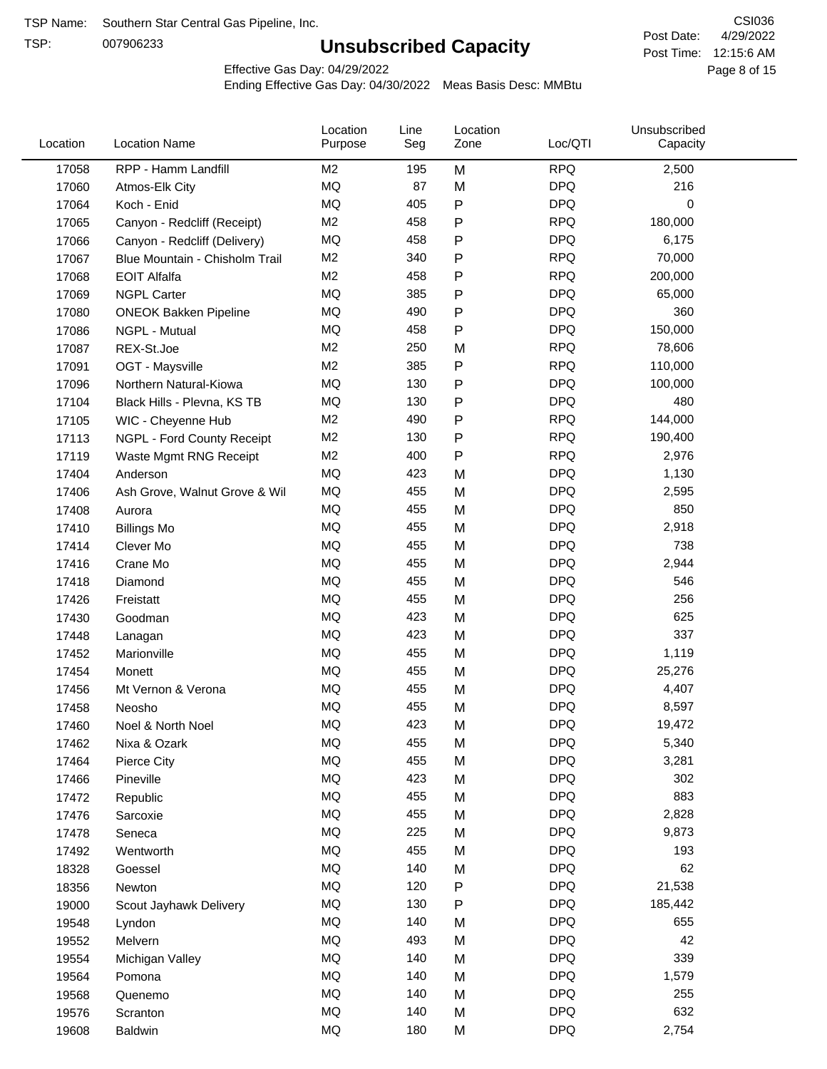TSP Name: Southern Star Central Gas Pipeline, Inc.

TSP: 007906233

# Unsubscribed Capacity

CSI036

Post Date: 4/29/2022

Post Time: 12:15:6 AM

Effective Gas Day: 04/29/2022

Ending Effective Gas Day: 04/30/2022 Meas Basis Desc: MMBtu

| Location | Location Name | Location Purpose | Line Seg | Location Zone | Loc/QTI | Unsubscribed Capacity |
|---|---|---|---|---|---|---|
| 17058 | RPP - Hamm Landfill | M2 | 195 | M | RPQ | 2,500 |
| 17060 | Atmos-Elk City | MQ | 87 | M | DPQ | 216 |
| 17064 | Koch - Enid | MQ | 405 | P | DPQ | 0 |
| 17065 | Canyon - Redcliff (Receipt) | M2 | 458 | P | RPQ | 180,000 |
| 17066 | Canyon - Redcliff (Delivery) | MQ | 458 | P | DPQ | 6,175 |
| 17067 | Blue Mountain - Chisholm Trail | M2 | 340 | P | RPQ | 70,000 |
| 17068 | EOIT Alfalfa | M2 | 458 | P | RPQ | 200,000 |
| 17069 | NGPL Carter | MQ | 385 | P | DPQ | 65,000 |
| 17080 | ONEOK Bakken Pipeline | MQ | 490 | P | DPQ | 360 |
| 17086 | NGPL - Mutual | MQ | 458 | P | DPQ | 150,000 |
| 17087 | REX-St.Joe | M2 | 250 | M | RPQ | 78,606 |
| 17091 | OGT - Maysville | M2 | 385 | P | RPQ | 110,000 |
| 17096 | Northern Natural-Kiowa | MQ | 130 | P | DPQ | 100,000 |
| 17104 | Black Hills - Plevna, KS TB | MQ | 130 | P | DPQ | 480 |
| 17105 | WIC - Cheyenne Hub | M2 | 490 | P | RPQ | 144,000 |
| 17113 | NGPL - Ford County Receipt | M2 | 130 | P | RPQ | 190,400 |
| 17119 | Waste Mgmt RNG Receipt | M2 | 400 | P | RPQ | 2,976 |
| 17404 | Anderson | MQ | 423 | M | DPQ | 1,130 |
| 17406 | Ash Grove, Walnut Grove & Wil | MQ | 455 | M | DPQ | 2,595 |
| 17408 | Aurora | MQ | 455 | M | DPQ | 850 |
| 17410 | Billings Mo | MQ | 455 | M | DPQ | 2,918 |
| 17414 | Clever Mo | MQ | 455 | M | DPQ | 738 |
| 17416 | Crane Mo | MQ | 455 | M | DPQ | 2,944 |
| 17418 | Diamond | MQ | 455 | M | DPQ | 546 |
| 17426 | Freistatt | MQ | 455 | M | DPQ | 256 |
| 17430 | Goodman | MQ | 423 | M | DPQ | 625 |
| 17448 | Lanagan | MQ | 423 | M | DPQ | 337 |
| 17452 | Marionville | MQ | 455 | M | DPQ | 1,119 |
| 17454 | Monett | MQ | 455 | M | DPQ | 25,276 |
| 17456 | Mt Vernon & Verona | MQ | 455 | M | DPQ | 4,407 |
| 17458 | Neosho | MQ | 455 | M | DPQ | 8,597 |
| 17460 | Noel & North Noel | MQ | 423 | M | DPQ | 19,472 |
| 17462 | Nixa & Ozark | MQ | 455 | M | DPQ | 5,340 |
| 17464 | Pierce City | MQ | 455 | M | DPQ | 3,281 |
| 17466 | Pineville | MQ | 423 | M | DPQ | 302 |
| 17472 | Republic | MQ | 455 | M | DPQ | 883 |
| 17476 | Sarcoxie | MQ | 455 | M | DPQ | 2,828 |
| 17478 | Seneca | MQ | 225 | M | DPQ | 9,873 |
| 17492 | Wentworth | MQ | 455 | M | DPQ | 193 |
| 18328 | Goessel | MQ | 140 | M | DPQ | 62 |
| 18356 | Newton | MQ | 120 | P | DPQ | 21,538 |
| 19000 | Scout Jayhawk Delivery | MQ | 130 | P | DPQ | 185,442 |
| 19548 | Lyndon | MQ | 140 | M | DPQ | 655 |
| 19552 | Melvern | MQ | 493 | M | DPQ | 42 |
| 19554 | Michigan Valley | MQ | 140 | M | DPQ | 339 |
| 19564 | Pomona | MQ | 140 | M | DPQ | 1,579 |
| 19568 | Quenemo | MQ | 140 | M | DPQ | 255 |
| 19576 | Scranton | MQ | 140 | M | DPQ | 632 |
| 19608 | Baldwin | MQ | 180 | M | DPQ | 2,754 |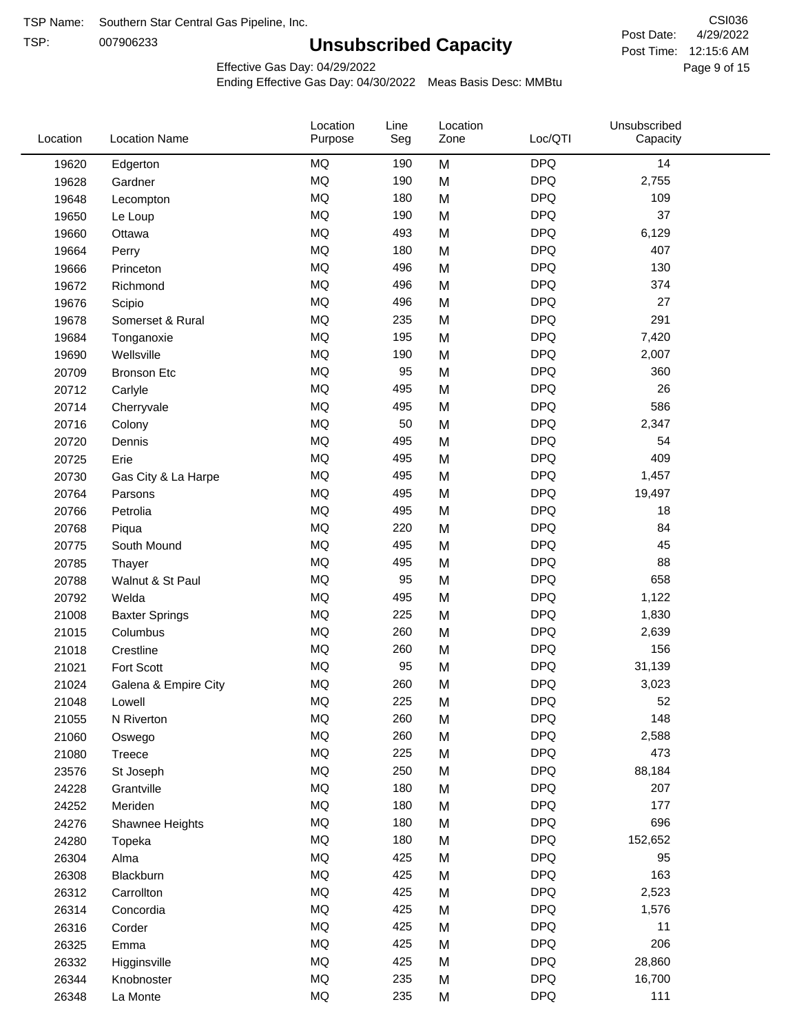TSP Name: Southern Star Central Gas Pipeline, Inc.

TSP: 007906233

# Unsubscribed Capacity

CSI036

Post Date: 4/29/2022

Post Time: 12:15:6 AM

Effective Gas Day: 04/29/2022

Ending Effective Gas Day: 04/30/2022 Meas Basis Desc: MMBtu

| Location | Location Name | Location Purpose | Line Seg | Location Zone | Loc/QTI | Unsubscribed Capacity |
|---|---|---|---|---|---|---|
| 19620 | Edgerton | MQ | 190 | M | DPQ | 14 |
| 19628 | Gardner | MQ | 190 | M | DPQ | 2,755 |
| 19648 | Lecompton | MQ | 180 | M | DPQ | 109 |
| 19650 | Le Loup | MQ | 190 | M | DPQ | 37 |
| 19660 | Ottawa | MQ | 493 | M | DPQ | 6,129 |
| 19664 | Perry | MQ | 180 | M | DPQ | 407 |
| 19666 | Princeton | MQ | 496 | M | DPQ | 130 |
| 19672 | Richmond | MQ | 496 | M | DPQ | 374 |
| 19676 | Scipio | MQ | 496 | M | DPQ | 27 |
| 19678 | Somerset & Rural | MQ | 235 | M | DPQ | 291 |
| 19684 | Tonganoxie | MQ | 195 | M | DPQ | 7,420 |
| 19690 | Wellsville | MQ | 190 | M | DPQ | 2,007 |
| 20709 | Bronson Etc | MQ | 95 | M | DPQ | 360 |
| 20712 | Carlyle | MQ | 495 | M | DPQ | 26 |
| 20714 | Cherryvale | MQ | 495 | M | DPQ | 586 |
| 20716 | Colony | MQ | 50 | M | DPQ | 2,347 |
| 20720 | Dennis | MQ | 495 | M | DPQ | 54 |
| 20725 | Erie | MQ | 495 | M | DPQ | 409 |
| 20730 | Gas City & La Harpe | MQ | 495 | M | DPQ | 1,457 |
| 20764 | Parsons | MQ | 495 | M | DPQ | 19,497 |
| 20766 | Petrolia | MQ | 495 | M | DPQ | 18 |
| 20768 | Piqua | MQ | 220 | M | DPQ | 84 |
| 20775 | South Mound | MQ | 495 | M | DPQ | 45 |
| 20785 | Thayer | MQ | 495 | M | DPQ | 88 |
| 20788 | Walnut & St Paul | MQ | 95 | M | DPQ | 658 |
| 20792 | Welda | MQ | 495 | M | DPQ | 1,122 |
| 21008 | Baxter Springs | MQ | 225 | M | DPQ | 1,830 |
| 21015 | Columbus | MQ | 260 | M | DPQ | 2,639 |
| 21018 | Crestline | MQ | 260 | M | DPQ | 156 |
| 21021 | Fort Scott | MQ | 95 | M | DPQ | 31,139 |
| 21024 | Galena & Empire City | MQ | 260 | M | DPQ | 3,023 |
| 21048 | Lowell | MQ | 225 | M | DPQ | 52 |
| 21055 | N Riverton | MQ | 260 | M | DPQ | 148 |
| 21060 | Oswego | MQ | 260 | M | DPQ | 2,588 |
| 21080 | Treece | MQ | 225 | M | DPQ | 473 |
| 23576 | St Joseph | MQ | 250 | M | DPQ | 88,184 |
| 24228 | Grantville | MQ | 180 | M | DPQ | 207 |
| 24252 | Meriden | MQ | 180 | M | DPQ | 177 |
| 24276 | Shawnee Heights | MQ | 180 | M | DPQ | 696 |
| 24280 | Topeka | MQ | 180 | M | DPQ | 152,652 |
| 26304 | Alma | MQ | 425 | M | DPQ | 95 |
| 26308 | Blackburn | MQ | 425 | M | DPQ | 163 |
| 26312 | Carrollton | MQ | 425 | M | DPQ | 2,523 |
| 26314 | Concordia | MQ | 425 | M | DPQ | 1,576 |
| 26316 | Corder | MQ | 425 | M | DPQ | 11 |
| 26325 | Emma | MQ | 425 | M | DPQ | 206 |
| 26332 | Higginsville | MQ | 425 | M | DPQ | 28,860 |
| 26344 | Knobnoster | MQ | 235 | M | DPQ | 16,700 |
| 26348 | La Monte | MQ | 235 | M | DPQ | 111 |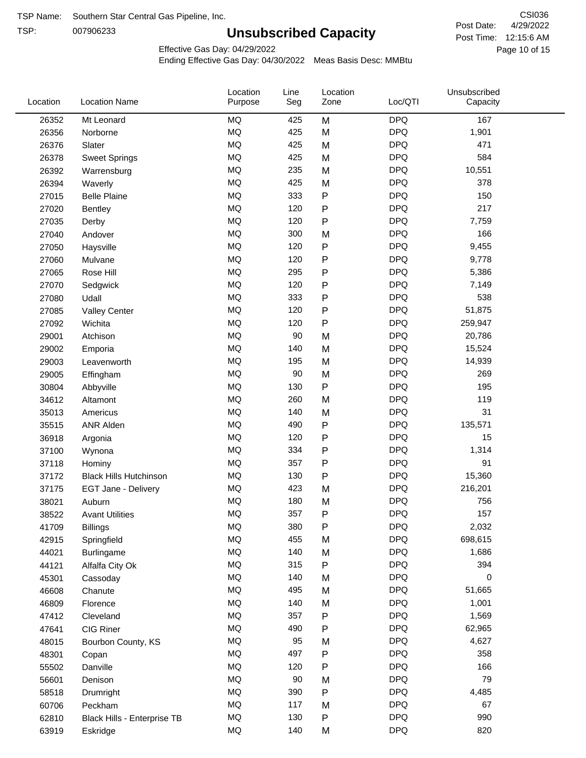TSP Name: Southern Star Central Gas Pipeline, Inc.

TSP: 007906233

# Unsubscribed Capacity

CSI036

Post Date: 4/29/2022

Post Time: 12:15:6 AM

Effective Gas Day: 04/29/2022

Ending Effective Gas Day: 04/30/2022 Meas Basis Desc: MMBtu

| Location | Location Name | Location Purpose | Line Seg | Location Zone | Loc/QTI | Unsubscribed Capacity |
|---|---|---|---|---|---|---|
| 26352 | Mt Leonard | MQ | 425 | M | DPQ | 167 |
| 26356 | Norborne | MQ | 425 | M | DPQ | 1,901 |
| 26376 | Slater | MQ | 425 | M | DPQ | 471 |
| 26378 | Sweet Springs | MQ | 425 | M | DPQ | 584 |
| 26392 | Warrensburg | MQ | 235 | M | DPQ | 10,551 |
| 26394 | Waverly | MQ | 425 | M | DPQ | 378 |
| 27015 | Belle Plaine | MQ | 333 | P | DPQ | 150 |
| 27020 | Bentley | MQ | 120 | P | DPQ | 217 |
| 27035 | Derby | MQ | 120 | P | DPQ | 7,759 |
| 27040 | Andover | MQ | 300 | M | DPQ | 166 |
| 27050 | Haysville | MQ | 120 | P | DPQ | 9,455 |
| 27060 | Mulvane | MQ | 120 | P | DPQ | 9,778 |
| 27065 | Rose Hill | MQ | 295 | P | DPQ | 5,386 |
| 27070 | Sedgwick | MQ | 120 | P | DPQ | 7,149 |
| 27080 | Udall | MQ | 333 | P | DPQ | 538 |
| 27085 | Valley Center | MQ | 120 | P | DPQ | 51,875 |
| 27092 | Wichita | MQ | 120 | P | DPQ | 259,947 |
| 29001 | Atchison | MQ | 90 | M | DPQ | 20,786 |
| 29002 | Emporia | MQ | 140 | M | DPQ | 15,524 |
| 29003 | Leavenworth | MQ | 195 | M | DPQ | 14,939 |
| 29005 | Effingham | MQ | 90 | M | DPQ | 269 |
| 30804 | Abbyville | MQ | 130 | P | DPQ | 195 |
| 34612 | Altamont | MQ | 260 | M | DPQ | 119 |
| 35013 | Americus | MQ | 140 | M | DPQ | 31 |
| 35515 | ANR Alden | MQ | 490 | P | DPQ | 135,571 |
| 36918 | Argonia | MQ | 120 | P | DPQ | 15 |
| 37100 | Wynona | MQ | 334 | P | DPQ | 1,314 |
| 37118 | Hominy | MQ | 357 | P | DPQ | 91 |
| 37172 | Black Hills Hutchinson | MQ | 130 | P | DPQ | 15,360 |
| 37175 | EGT Jane - Delivery | MQ | 423 | M | DPQ | 216,201 |
| 38021 | Auburn | MQ | 180 | M | DPQ | 756 |
| 38522 | Avant Utilities | MQ | 357 | P | DPQ | 157 |
| 41709 | Billings | MQ | 380 | P | DPQ | 2,032 |
| 42915 | Springfield | MQ | 455 | M | DPQ | 698,615 |
| 44021 | Burlingame | MQ | 140 | M | DPQ | 1,686 |
| 44121 | Alfalfa City Ok | MQ | 315 | P | DPQ | 394 |
| 45301 | Cassoday | MQ | 140 | M | DPQ | 0 |
| 46608 | Chanute | MQ | 495 | M | DPQ | 51,665 |
| 46809 | Florence | MQ | 140 | M | DPQ | 1,001 |
| 47412 | Cleveland | MQ | 357 | P | DPQ | 1,569 |
| 47641 | CIG Riner | MQ | 490 | P | DPQ | 62,965 |
| 48015 | Bourbon County, KS | MQ | 95 | M | DPQ | 4,627 |
| 48301 | Copan | MQ | 497 | P | DPQ | 358 |
| 55502 | Danville | MQ | 120 | P | DPQ | 166 |
| 56601 | Denison | MQ | 90 | M | DPQ | 79 |
| 58518 | Drumright | MQ | 390 | P | DPQ | 4,485 |
| 60706 | Peckham | MQ | 117 | M | DPQ | 67 |
| 62810 | Black Hills - Enterprise TB | MQ | 130 | P | DPQ | 990 |
| 63919 | Eskridge | MQ | 140 | M | DPQ | 820 |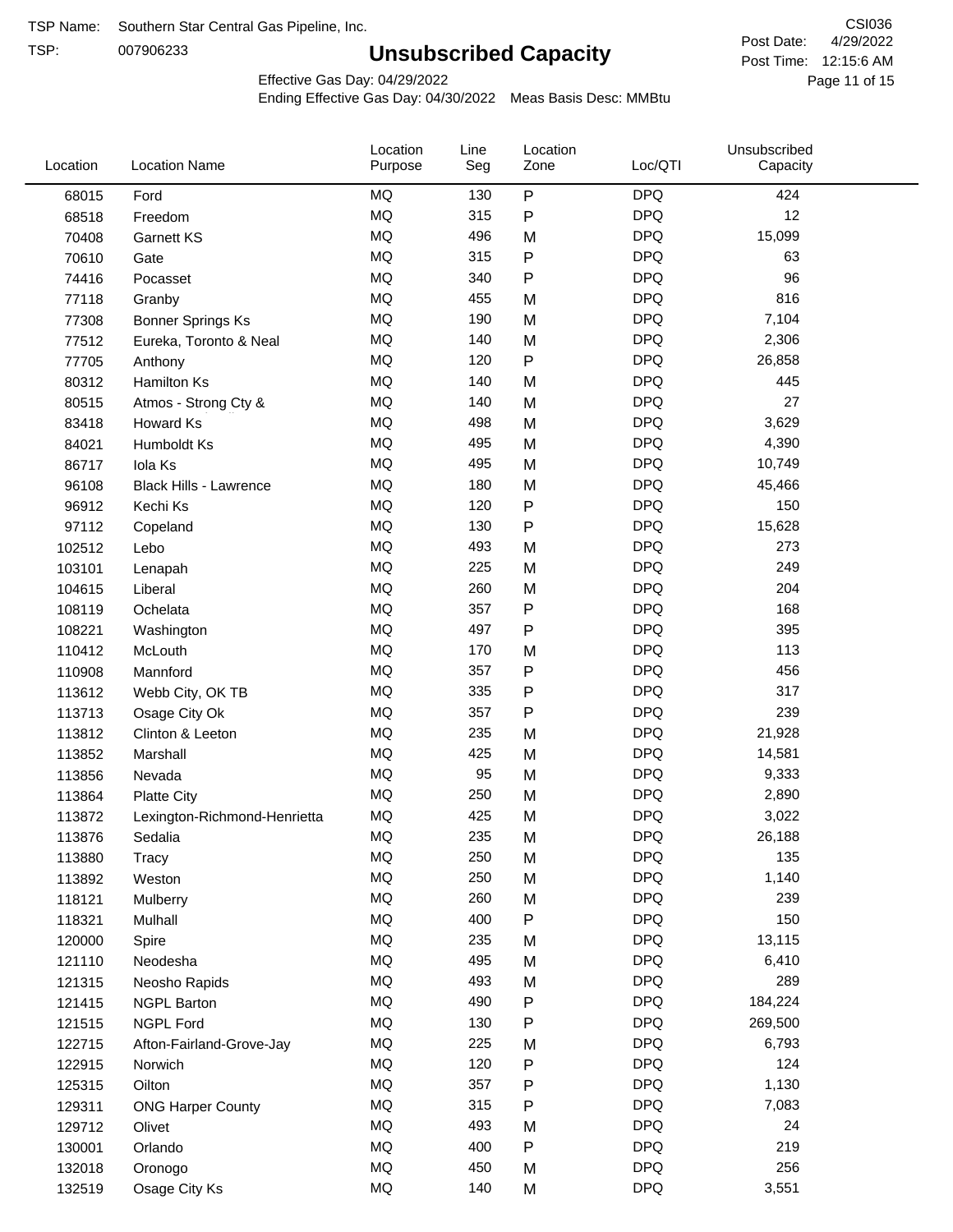TSP Name: Southern Star Central Gas Pipeline, Inc.

TSP: 007906233

# Unsubscribed Capacity

CSI036

Post Date: 4/29/2022

Post Time: 12:15:6 AM

Effective Gas Day: 04/29/2022

Ending Effective Gas Day: 04/30/2022 Meas Basis Desc: MMBtu

| Location | Location Name | Location Purpose | Line Seg | Location Zone | Loc/QTI | Unsubscribed Capacity |
|---|---|---|---|---|---|---|
| 68015 | Ford | MQ | 130 | P | DPQ | 424 |
| 68518 | Freedom | MQ | 315 | P | DPQ | 12 |
| 70408 | Garnett KS | MQ | 496 | M | DPQ | 15,099 |
| 70610 | Gate | MQ | 315 | P | DPQ | 63 |
| 74416 | Pocasset | MQ | 340 | P | DPQ | 96 |
| 77118 | Granby | MQ | 455 | M | DPQ | 816 |
| 77308 | Bonner Springs Ks | MQ | 190 | M | DPQ | 7,104 |
| 77512 | Eureka, Toronto & Neal | MQ | 140 | M | DPQ | 2,306 |
| 77705 | Anthony | MQ | 120 | P | DPQ | 26,858 |
| 80312 | Hamilton Ks | MQ | 140 | M | DPQ | 445 |
| 80515 | Atmos - Strong Cty & | MQ | 140 | M | DPQ | 27 |
| 83418 | Howard Ks | MQ | 498 | M | DPQ | 3,629 |
| 84021 | Humboldt Ks | MQ | 495 | M | DPQ | 4,390 |
| 86717 | Iola Ks | MQ | 495 | M | DPQ | 10,749 |
| 96108 | Black Hills - Lawrence | MQ | 180 | M | DPQ | 45,466 |
| 96912 | Kechi Ks | MQ | 120 | P | DPQ | 150 |
| 97112 | Copeland | MQ | 130 | P | DPQ | 15,628 |
| 102512 | Lebo | MQ | 493 | M | DPQ | 273 |
| 103101 | Lenapah | MQ | 225 | M | DPQ | 249 |
| 104615 | Liberal | MQ | 260 | M | DPQ | 204 |
| 108119 | Ochelata | MQ | 357 | P | DPQ | 168 |
| 108221 | Washington | MQ | 497 | P | DPQ | 395 |
| 110412 | McLouth | MQ | 170 | M | DPQ | 113 |
| 110908 | Mannford | MQ | 357 | P | DPQ | 456 |
| 113612 | Webb City, OK TB | MQ | 335 | P | DPQ | 317 |
| 113713 | Osage City Ok | MQ | 357 | P | DPQ | 239 |
| 113812 | Clinton & Leeton | MQ | 235 | M | DPQ | 21,928 |
| 113852 | Marshall | MQ | 425 | M | DPQ | 14,581 |
| 113856 | Nevada | MQ | 95 | M | DPQ | 9,333 |
| 113864 | Platte City | MQ | 250 | M | DPQ | 2,890 |
| 113872 | Lexington-Richmond-Henrietta | MQ | 425 | M | DPQ | 3,022 |
| 113876 | Sedalia | MQ | 235 | M | DPQ | 26,188 |
| 113880 | Tracy | MQ | 250 | M | DPQ | 135 |
| 113892 | Weston | MQ | 250 | M | DPQ | 1,140 |
| 118121 | Mulberry | MQ | 260 | M | DPQ | 239 |
| 118321 | Mulhall | MQ | 400 | P | DPQ | 150 |
| 120000 | Spire | MQ | 235 | M | DPQ | 13,115 |
| 121110 | Neodesha | MQ | 495 | M | DPQ | 6,410 |
| 121315 | Neosho Rapids | MQ | 493 | M | DPQ | 289 |
| 121415 | NGPL Barton | MQ | 490 | P | DPQ | 184,224 |
| 121515 | NGPL Ford | MQ | 130 | P | DPQ | 269,500 |
| 122715 | Afton-Fairland-Grove-Jay | MQ | 225 | M | DPQ | 6,793 |
| 122915 | Norwich | MQ | 120 | P | DPQ | 124 |
| 125315 | Oilton | MQ | 357 | P | DPQ | 1,130 |
| 129311 | ONG Harper County | MQ | 315 | P | DPQ | 7,083 |
| 129712 | Olivet | MQ | 493 | M | DPQ | 24 |
| 130001 | Orlando | MQ | 400 | P | DPQ | 219 |
| 132018 | Oronogo | MQ | 450 | M | DPQ | 256 |
| 132519 | Osage City Ks | MQ | 140 | M | DPQ | 3,551 |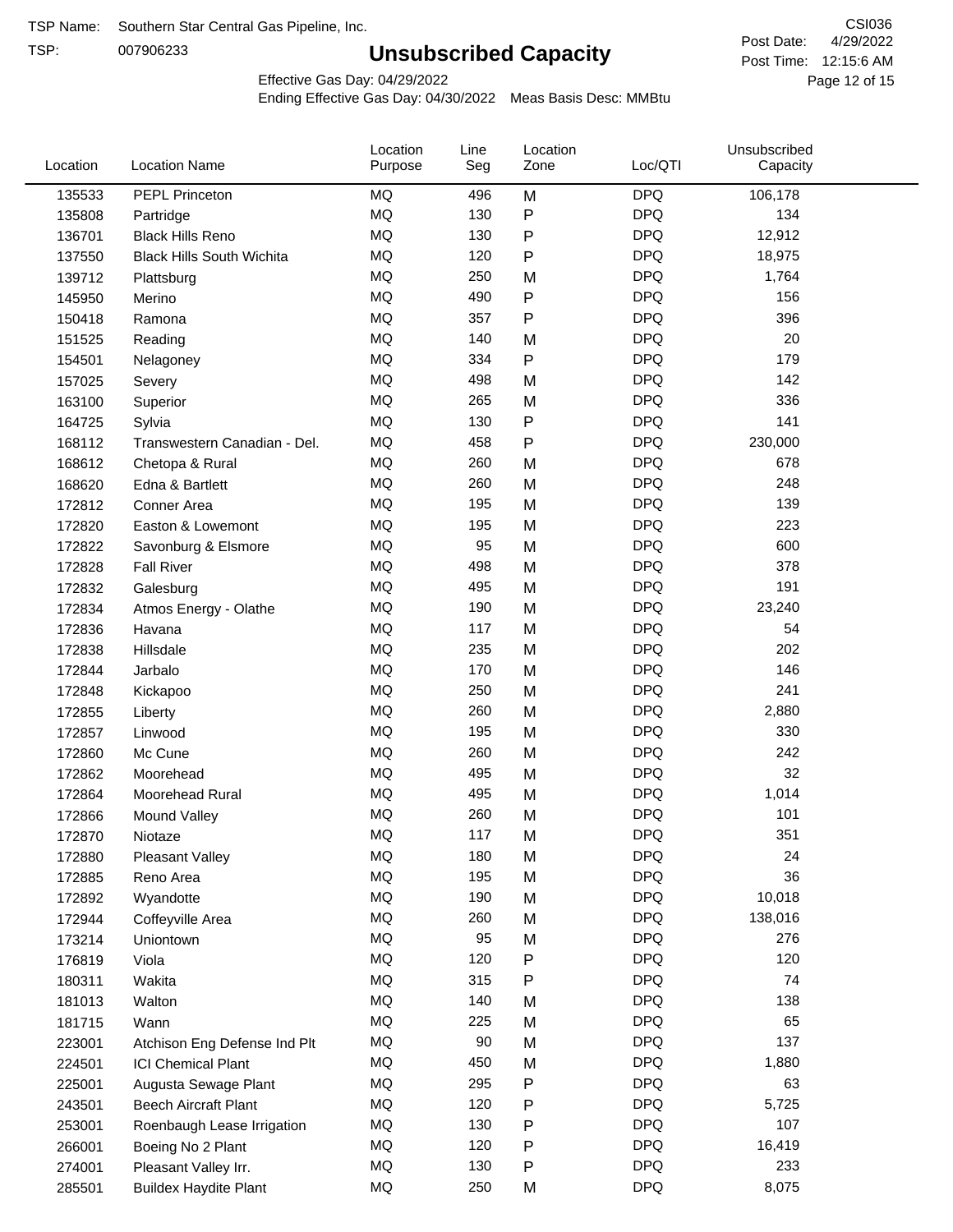TSP Name: Southern Star Central Gas Pipeline, Inc.
TSP: 007906233

# Unsubscribed Capacity

CSI036
Post Date: 4/29/2022
Post Time: 12:15:6 AM

Effective Gas Day: 04/29/2022
Ending Effective Gas Day: 04/30/2022 Meas Basis Desc: MMBtu

| Location | Location Name | Location Purpose | Line Seg | Location Zone | Loc/QTI | Unsubscribed Capacity |
|---|---|---|---|---|---|---|
| 135533 | PEPL Princeton | MQ | 496 | M | DPQ | 106,178 |
| 135808 | Partridge | MQ | 130 | P | DPQ | 134 |
| 136701 | Black Hills Reno | MQ | 130 | P | DPQ | 12,912 |
| 137550 | Black Hills South Wichita | MQ | 120 | P | DPQ | 18,975 |
| 139712 | Plattsburg | MQ | 250 | M | DPQ | 1,764 |
| 145950 | Merino | MQ | 490 | P | DPQ | 156 |
| 150418 | Ramona | MQ | 357 | P | DPQ | 396 |
| 151525 | Reading | MQ | 140 | M | DPQ | 20 |
| 154501 | Nelagoney | MQ | 334 | P | DPQ | 179 |
| 157025 | Severy | MQ | 498 | M | DPQ | 142 |
| 163100 | Superior | MQ | 265 | M | DPQ | 336 |
| 164725 | Sylvia | MQ | 130 | P | DPQ | 141 |
| 168112 | Transwestern Canadian - Del. | MQ | 458 | P | DPQ | 230,000 |
| 168612 | Chetopa & Rural | MQ | 260 | M | DPQ | 678 |
| 168620 | Edna & Bartlett | MQ | 260 | M | DPQ | 248 |
| 172812 | Conner Area | MQ | 195 | M | DPQ | 139 |
| 172820 | Easton & Lowemont | MQ | 195 | M | DPQ | 223 |
| 172822 | Savonburg & Elsmore | MQ | 95 | M | DPQ | 600 |
| 172828 | Fall River | MQ | 498 | M | DPQ | 378 |
| 172832 | Galesburg | MQ | 495 | M | DPQ | 191 |
| 172834 | Atmos Energy - Olathe | MQ | 190 | M | DPQ | 23,240 |
| 172836 | Havana | MQ | 117 | M | DPQ | 54 |
| 172838 | Hillsdale | MQ | 235 | M | DPQ | 202 |
| 172844 | Jarbalo | MQ | 170 | M | DPQ | 146 |
| 172848 | Kickapoo | MQ | 250 | M | DPQ | 241 |
| 172855 | Liberty | MQ | 260 | M | DPQ | 2,880 |
| 172857 | Linwood | MQ | 195 | M | DPQ | 330 |
| 172860 | Mc Cune | MQ | 260 | M | DPQ | 242 |
| 172862 | Moorehead | MQ | 495 | M | DPQ | 32 |
| 172864 | Moorehead Rural | MQ | 495 | M | DPQ | 1,014 |
| 172866 | Mound Valley | MQ | 260 | M | DPQ | 101 |
| 172870 | Niotaze | MQ | 117 | M | DPQ | 351 |
| 172880 | Pleasant Valley | MQ | 180 | M | DPQ | 24 |
| 172885 | Reno Area | MQ | 195 | M | DPQ | 36 |
| 172892 | Wyandotte | MQ | 190 | M | DPQ | 10,018 |
| 172944 | Coffeyville Area | MQ | 260 | M | DPQ | 138,016 |
| 173214 | Uniontown | MQ | 95 | M | DPQ | 276 |
| 176819 | Viola | MQ | 120 | P | DPQ | 120 |
| 180311 | Wakita | MQ | 315 | P | DPQ | 74 |
| 181013 | Walton | MQ | 140 | M | DPQ | 138 |
| 181715 | Wann | MQ | 225 | M | DPQ | 65 |
| 223001 | Atchison Eng Defense Ind Plt | MQ | 90 | M | DPQ | 137 |
| 224501 | ICI Chemical Plant | MQ | 450 | M | DPQ | 1,880 |
| 225001 | Augusta Sewage Plant | MQ | 295 | P | DPQ | 63 |
| 243501 | Beech Aircraft Plant | MQ | 120 | P | DPQ | 5,725 |
| 253001 | Roenbaugh Lease Irrigation | MQ | 130 | P | DPQ | 107 |
| 266001 | Boeing No 2 Plant | MQ | 120 | P | DPQ | 16,419 |
| 274001 | Pleasant Valley Irr. | MQ | 130 | P | DPQ | 233 |
| 285501 | Buildex Haydite Plant | MQ | 250 | M | DPQ | 8,075 |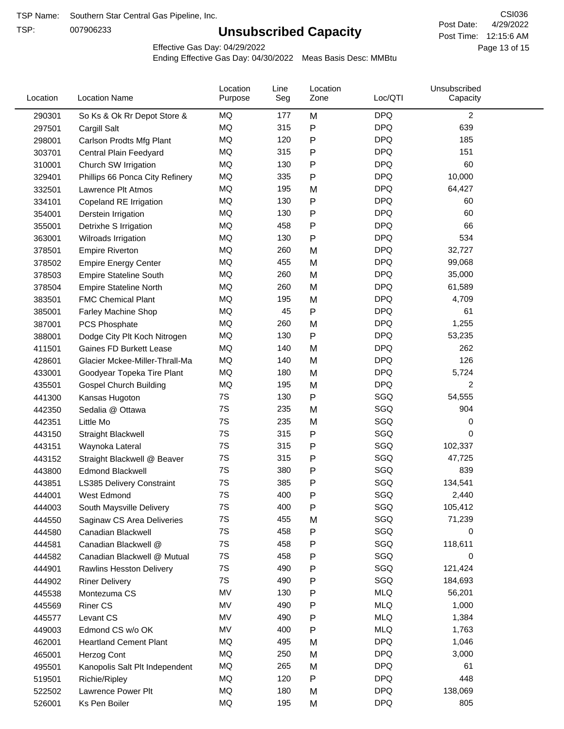TSP Name: Southern Star Central Gas Pipeline, Inc.

TSP: 007906233

# Unsubscribed Capacity

CSI036

Post Date: 4/29/2022

Post Time: 12:15:6 AM

Effective Gas Day: 04/29/2022

Ending Effective Gas Day: 04/30/2022 Meas Basis Desc: MMBtu

| Location | Location Name | Location Purpose | Line Seg | Location Zone | Loc/QTI | Unsubscribed Capacity |
|---|---|---|---|---|---|---|
| 290301 | So Ks & Ok Rr Depot Store & | MQ | 177 | M | DPQ | 2 |
| 297501 | Cargill Salt | MQ | 315 | P | DPQ | 639 |
| 298001 | Carlson Prodts Mfg Plant | MQ | 120 | P | DPQ | 185 |
| 303701 | Central Plain Feedyard | MQ | 315 | P | DPQ | 151 |
| 310001 | Church SW Irrigation | MQ | 130 | P | DPQ | 60 |
| 329401 | Phillips 66 Ponca City Refinery | MQ | 335 | P | DPQ | 10,000 |
| 332501 | Lawrence Plt Atmos | MQ | 195 | M | DPQ | 64,427 |
| 334101 | Copeland RE Irrigation | MQ | 130 | P | DPQ | 60 |
| 354001 | Derstein Irrigation | MQ | 130 | P | DPQ | 60 |
| 355001 | Detrixhe S Irrigation | MQ | 458 | P | DPQ | 66 |
| 363001 | Wilroads Irrigation | MQ | 130 | P | DPQ | 534 |
| 378501 | Empire Riverton | MQ | 260 | M | DPQ | 32,727 |
| 378502 | Empire Energy Center | MQ | 455 | M | DPQ | 99,068 |
| 378503 | Empire Stateline South | MQ | 260 | M | DPQ | 35,000 |
| 378504 | Empire Stateline North | MQ | 260 | M | DPQ | 61,589 |
| 383501 | FMC Chemical Plant | MQ | 195 | M | DPQ | 4,709 |
| 385001 | Farley Machine Shop | MQ | 45 | P | DPQ | 61 |
| 387001 | PCS Phosphate | MQ | 260 | M | DPQ | 1,255 |
| 388001 | Dodge City Plt Koch Nitrogen | MQ | 130 | P | DPQ | 53,235 |
| 411501 | Gaines FD Burkett Lease | MQ | 140 | M | DPQ | 262 |
| 428601 | Glacier Mckee-Miller-Thrall-Ma | MQ | 140 | M | DPQ | 126 |
| 433001 | Goodyear Topeka Tire Plant | MQ | 180 | M | DPQ | 5,724 |
| 435501 | Gospel Church Building | MQ | 195 | M | DPQ | 2 |
| 441300 | Kansas Hugoton | 7S | 130 | P | SGQ | 54,555 |
| 442350 | Sedalia @ Ottawa | 7S | 235 | M | SGQ | 904 |
| 442351 | Little Mo | 7S | 235 | M | SGQ | 0 |
| 443150 | Straight Blackwell | 7S | 315 | P | SGQ | 0 |
| 443151 | Waynoka Lateral | 7S | 315 | P | SGQ | 102,337 |
| 443152 | Straight Blackwell @ Beaver | 7S | 315 | P | SGQ | 47,725 |
| 443800 | Edmond Blackwell | 7S | 380 | P | SGQ | 839 |
| 443851 | LS385 Delivery Constraint | 7S | 385 | P | SGQ | 134,541 |
| 444001 | West Edmond | 7S | 400 | P | SGQ | 2,440 |
| 444003 | South Maysville Delivery | 7S | 400 | P | SGQ | 105,412 |
| 444550 | Saginaw CS Area Deliveries | 7S | 455 | M | SGQ | 71,239 |
| 444580 | Canadian Blackwell | 7S | 458 | P | SGQ | 0 |
| 444581 | Canadian Blackwell @ | 7S | 458 | P | SGQ | 118,611 |
| 444582 | Canadian Blackwell @ Mutual | 7S | 458 | P | SGQ | 0 |
| 444901 | Rawlins Hesston Delivery | 7S | 490 | P | SGQ | 121,424 |
| 444902 | Riner Delivery | 7S | 490 | P | SGQ | 184,693 |
| 445538 | Montezuma CS | MV | 130 | P | MLQ | 56,201 |
| 445569 | Riner CS | MV | 490 | P | MLQ | 1,000 |
| 445577 | Levant CS | MV | 490 | P | MLQ | 1,384 |
| 449003 | Edmond CS w/o OK | MV | 400 | P | MLQ | 1,763 |
| 462001 | Heartland Cement Plant | MQ | 495 | M | DPQ | 1,046 |
| 465001 | Herzog Cont | MQ | 250 | M | DPQ | 3,000 |
| 495501 | Kanopolis Salt Plt Independent | MQ | 265 | M | DPQ | 61 |
| 519501 | Richie/Ripley | MQ | 120 | P | DPQ | 448 |
| 522502 | Lawrence Power Plt | MQ | 180 | M | DPQ | 138,069 |
| 526001 | Ks Pen Boiler | MQ | 195 | M | DPQ | 805 |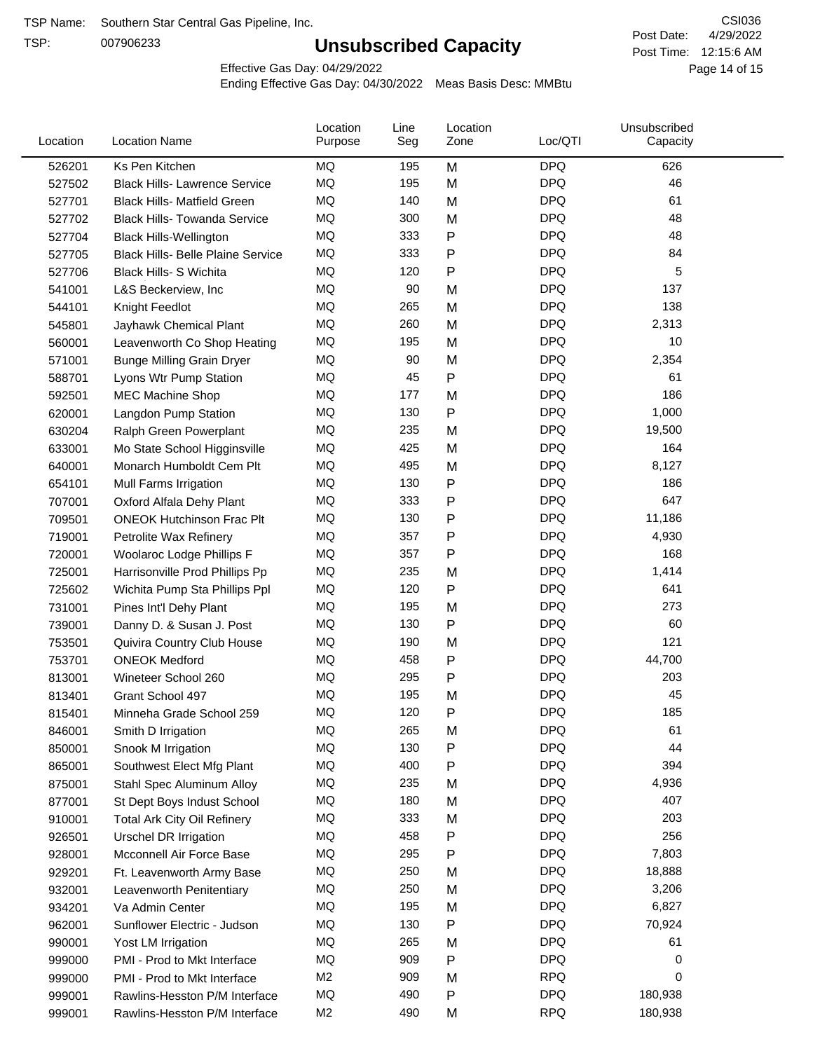TSP Name: Southern Star Central Gas Pipeline, Inc.

TSP: 007906233

# Unsubscribed Capacity

CSI036

Post Date: 4/29/2022

Post Time: 12:15:6 AM

Effective Gas Day: 04/29/2022

Ending Effective Gas Day: 04/30/2022 Meas Basis Desc: MMBtu

| Location | Location Name | Location Purpose | Line Seg | Location Zone | Loc/QTI | Unsubscribed Capacity |
|---|---|---|---|---|---|---|
| 526201 | Ks Pen Kitchen | MQ | 195 | M | DPQ | 626 |
| 527502 | Black Hills- Lawrence Service | MQ | 195 | M | DPQ | 46 |
| 527701 | Black Hills- Matfield Green | MQ | 140 | M | DPQ | 61 |
| 527702 | Black Hills- Towanda Service | MQ | 300 | M | DPQ | 48 |
| 527704 | Black Hills-Wellington | MQ | 333 | P | DPQ | 48 |
| 527705 | Black Hills- Belle Plaine Service | MQ | 333 | P | DPQ | 84 |
| 527706 | Black Hills- S Wichita | MQ | 120 | P | DPQ | 5 |
| 541001 | L&S Beckerview, Inc | MQ | 90 | M | DPQ | 137 |
| 544101 | Knight Feedlot | MQ | 265 | M | DPQ | 138 |
| 545801 | Jayhawk Chemical Plant | MQ | 260 | M | DPQ | 2,313 |
| 560001 | Leavenworth Co Shop Heating | MQ | 195 | M | DPQ | 10 |
| 571001 | Bunge Milling Grain Dryer | MQ | 90 | M | DPQ | 2,354 |
| 588701 | Lyons Wtr Pump Station | MQ | 45 | P | DPQ | 61 |
| 592501 | MEC Machine Shop | MQ | 177 | M | DPQ | 186 |
| 620001 | Langdon Pump Station | MQ | 130 | P | DPQ | 1,000 |
| 630204 | Ralph Green Powerplant | MQ | 235 | M | DPQ | 19,500 |
| 633001 | Mo State School Higginsville | MQ | 425 | M | DPQ | 164 |
| 640001 | Monarch Humboldt Cem Plt | MQ | 495 | M | DPQ | 8,127 |
| 654101 | Mull Farms Irrigation | MQ | 130 | P | DPQ | 186 |
| 707001 | Oxford Alfala Dehy Plant | MQ | 333 | P | DPQ | 647 |
| 709501 | ONEOK Hutchinson Frac Plt | MQ | 130 | P | DPQ | 11,186 |
| 719001 | Petrolite Wax Refinery | MQ | 357 | P | DPQ | 4,930 |
| 720001 | Woolaroc Lodge Phillips F | MQ | 357 | P | DPQ | 168 |
| 725001 | Harrisonville Prod Phillips Pp | MQ | 235 | M | DPQ | 1,414 |
| 725602 | Wichita Pump Sta Phillips Ppl | MQ | 120 | P | DPQ | 641 |
| 731001 | Pines Int'l Dehy Plant | MQ | 195 | M | DPQ | 273 |
| 739001 | Danny D. & Susan J. Post | MQ | 130 | P | DPQ | 60 |
| 753501 | Quivira Country Club House | MQ | 190 | M | DPQ | 121 |
| 753701 | ONEOK Medford | MQ | 458 | P | DPQ | 44,700 |
| 813001 | Wineteer School 260 | MQ | 295 | P | DPQ | 203 |
| 813401 | Grant School 497 | MQ | 195 | M | DPQ | 45 |
| 815401 | Minneha Grade School 259 | MQ | 120 | P | DPQ | 185 |
| 846001 | Smith D Irrigation | MQ | 265 | M | DPQ | 61 |
| 850001 | Snook M Irrigation | MQ | 130 | P | DPQ | 44 |
| 865001 | Southwest Elect Mfg Plant | MQ | 400 | P | DPQ | 394 |
| 875001 | Stahl Spec Aluminum Alloy | MQ | 235 | M | DPQ | 4,936 |
| 877001 | St Dept Boys Indust School | MQ | 180 | M | DPQ | 407 |
| 910001 | Total Ark City Oil Refinery | MQ | 333 | M | DPQ | 203 |
| 926501 | Urschel DR Irrigation | MQ | 458 | P | DPQ | 256 |
| 928001 | Mcconnell Air Force Base | MQ | 295 | P | DPQ | 7,803 |
| 929201 | Ft. Leavenworth Army Base | MQ | 250 | M | DPQ | 18,888 |
| 932001 | Leavenworth Penitentiary | MQ | 250 | M | DPQ | 3,206 |
| 934201 | Va Admin Center | MQ | 195 | M | DPQ | 6,827 |
| 962001 | Sunflower Electric - Judson | MQ | 130 | P | DPQ | 70,924 |
| 990001 | Yost LM Irrigation | MQ | 265 | M | DPQ | 61 |
| 999000 | PMI - Prod to Mkt Interface | MQ | 909 | P | DPQ | 0 |
| 999000 | PMI - Prod to Mkt Interface | M2 | 909 | M | RPQ | 0 |
| 999001 | Rawlins-Hesston P/M Interface | MQ | 490 | P | DPQ | 180,938 |
| 999001 | Rawlins-Hesston P/M Interface | M2 | 490 | M | RPQ | 180,938 |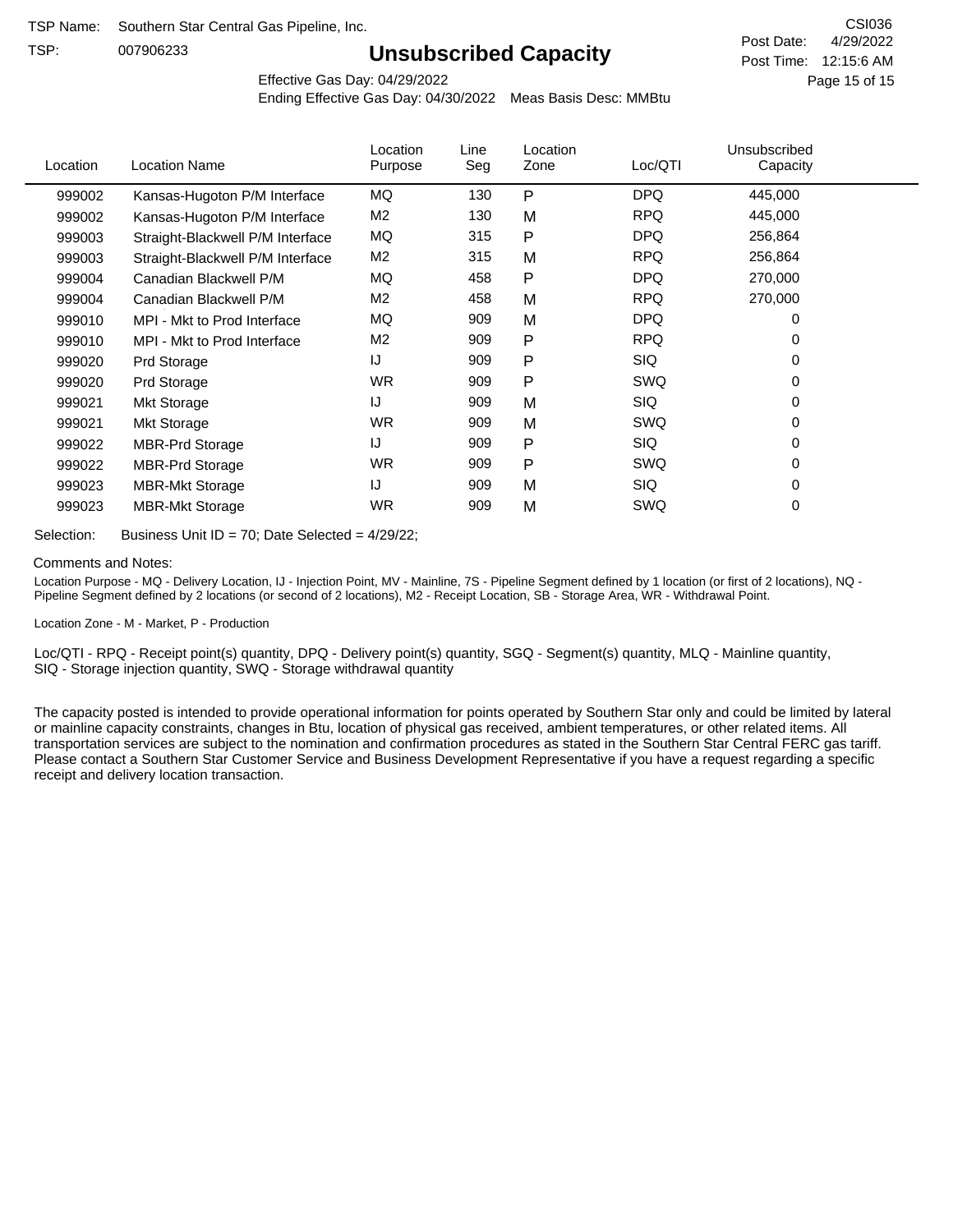TSP Name: Southern Star Central Gas Pipeline, Inc.

TSP: 007906233

CSI036

# Unsubscribed Capacity

Post Date: 4/29/2022

Post Time: 12:15:6 AM

Effective Gas Day: 04/29/2022

Ending Effective Gas Day: 04/30/2022 Meas Basis Desc: MMBtu

| Location | Location Name | Location Purpose | Line Seg | Location Zone | Loc/QTI | Unsubscribed Capacity |
|---|---|---|---|---|---|---|
| 999002 | Kansas-Hugoton P/M Interface | MQ | 130 | P | DPQ | 445,000 |
| 999002 | Kansas-Hugoton P/M Interface | M2 | 130 | M | RPQ | 445,000 |
| 999003 | Straight-Blackwell P/M Interface | MQ | 315 | P | DPQ | 256,864 |
| 999003 | Straight-Blackwell P/M Interface | M2 | 315 | M | RPQ | 256,864 |
| 999004 | Canadian Blackwell P/M | MQ | 458 | P | DPQ | 270,000 |
| 999004 | Canadian Blackwell P/M | M2 | 458 | M | RPQ | 270,000 |
| 999010 | MPI - Mkt to Prod Interface | MQ | 909 | M | DPQ | 0 |
| 999010 | MPI - Mkt to Prod Interface | M2 | 909 | P | RPQ | 0 |
| 999020 | Prd Storage | IJ | 909 | P | SIQ | 0 |
| 999020 | Prd Storage | WR | 909 | P | SWQ | 0 |
| 999021 | Mkt Storage | IJ | 909 | M | SIQ | 0 |
| 999021 | Mkt Storage | WR | 909 | M | SWQ | 0 |
| 999022 | MBR-Prd Storage | IJ | 909 | P | SIQ | 0 |
| 999022 | MBR-Prd Storage | WR | 909 | P | SWQ | 0 |
| 999023 | MBR-Mkt Storage | IJ | 909 | M | SIQ | 0 |
| 999023 | MBR-Mkt Storage | WR | 909 | M | SWQ | 0 |

Selection: Business Unit ID = 70; Date Selected = 4/29/22;

Comments and Notes:

Location Purpose - MQ - Delivery Location, IJ - Injection Point, MV - Mainline, 7S - Pipeline Segment defined by 1 location (or first of 2 locations), NQ - Pipeline Segment defined by 2 locations (or second of 2 locations), M2 - Receipt Location, SB - Storage Area, WR - Withdrawal Point.

Location Zone - M - Market, P - Production

Loc/QTI - RPQ - Receipt point(s) quantity, DPQ - Delivery point(s) quantity, SGQ - Segment(s) quantity, MLQ - Mainline quantity, SIQ - Storage injection quantity, SWQ - Storage withdrawal quantity

The capacity posted is intended to provide operational information for points operated by Southern Star only and could be limited by lateral or mainline capacity constraints, changes in Btu, location of physical gas received, ambient temperatures, or other related items. All transportation services are subject to the nomination and confirmation procedures as stated in the Southern Star Central FERC gas tariff. Please contact a Southern Star Customer Service and Business Development Representative if you have a request regarding a specific receipt and delivery location transaction.